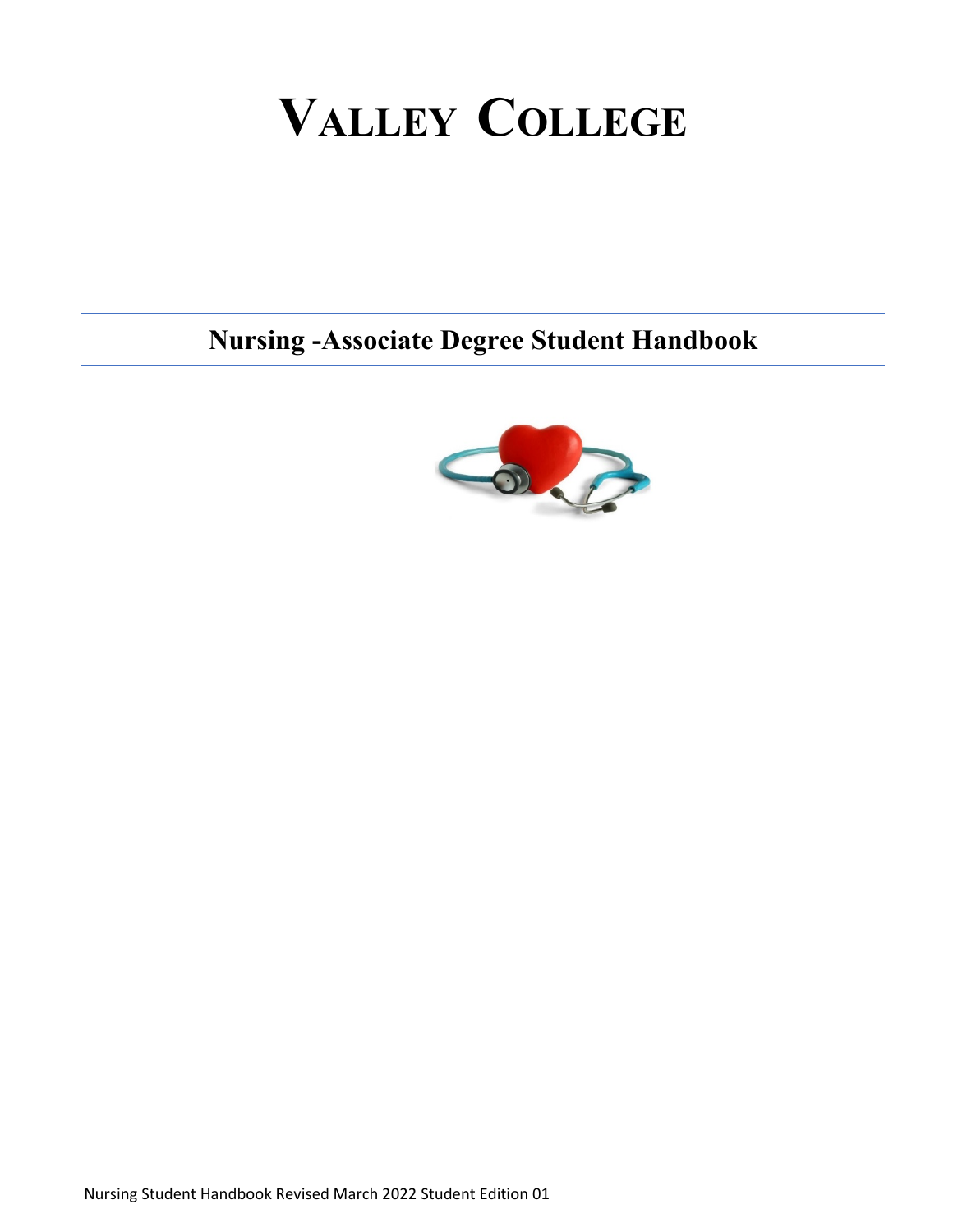# Valley College

## Nursing -Associate Degree Student Handbook

Nursing Student Handbook Revised March 2022 Student Edition 01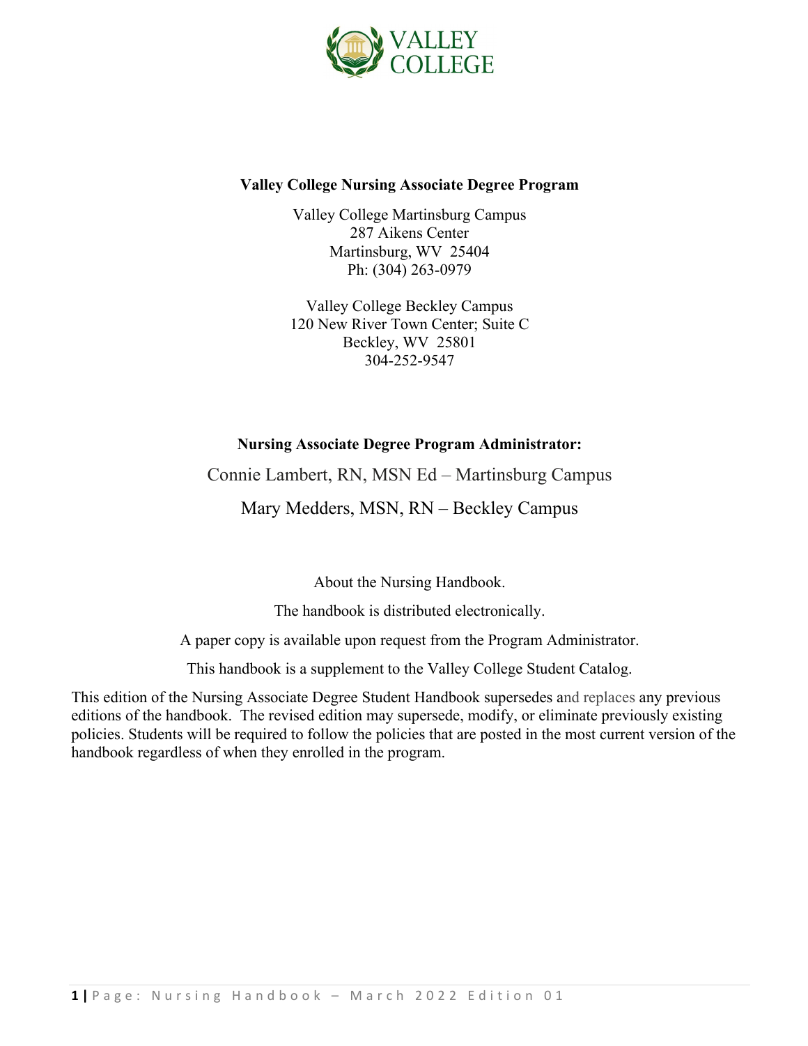**Valley College Nursing Associate Degree Program**

Valley College Martinsburg Campus
287 Aikens Center
Martinsburg, WV 25404
Ph: (304) 263-0979

Valley College Beckley Campus
120 New River Town Center; Suite C
Beckley, WV 25801
304-252-9547

**Nursing Associate Degree Program Administrator:**

Connie Lambert, RN, MSN Ed – Martinsburg Campus

Mary Medders, MSN, RN – Beckley Campus

About the Nursing Handbook.

The handbook is distributed electronically.

A paper copy is available upon request from the Program Administrator.

This handbook is a supplement to the Valley College Student Catalog.

This edition of the Nursing Associate Degree Student Handbook supersedes and replaces any previous editions of the handbook. The revised edition may supersede, modify, or eliminate previously existing policies. Students will be required to follow the policies that are posted in the most current version of the handbook regardless of when they enrolled in the program.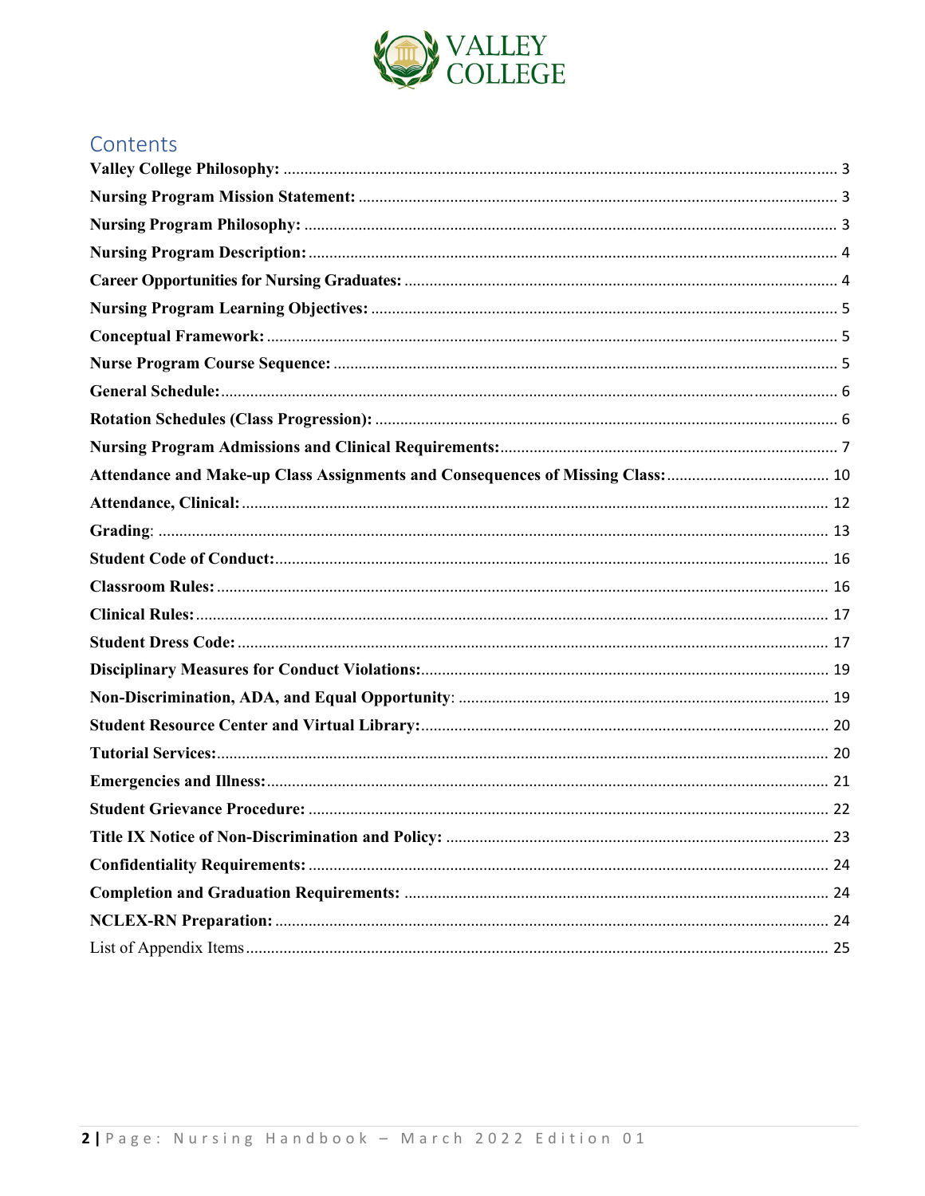# Contents

| | |
|---|---|
| **Valley College Philosophy:** | 3 |
| **Nursing Program Mission Statement:** | 3 |
| **Nursing Program Philosophy:** | 3 |
| **Nursing Program Description:** | 4 |
| **Career Opportunities for Nursing Graduates:** | 4 |
| **Nursing Program Learning Objectives:** | 5 |
| **Conceptual Framework:** | 5 |
| **Nurse Program Course Sequence:** | 5 |
| **General Schedule:** | 6 |
| **Rotation Schedules (Class Progression):** | 6 |
| **Nursing Program Admissions and Clinical Requirements:** | 7 |
| **Attendance and Make-up Class Assignments and Consequences of Missing Class:** | 10 |
| **Attendance, Clinical:** | 12 |
| **Grading**: | 13 |
| **Student Code of Conduct:** | 16 |
| **Classroom Rules:** | 16 |
| **Clinical Rules:** | 17 |
| **Student Dress Code:** | 17 |
| **Disciplinary Measures for Conduct Violations:** | 19 |
| **Non-Discrimination, ADA, and Equal Opportunity**: | 19 |
| **Student Resource Center and Virtual Library:** | 20 |
| **Tutorial Services:** | 20 |
| **Emergencies and Illness:** | 21 |
| **Student Grievance Procedure:** | 22 |
| **Title IX Notice of Non-Discrimination and Policy:** | 23 |
| **Confidentiality Requirements:** | 24 |
| **Completion and Graduation Requirements:** | 24 |
| **NCLEX-RN Preparation:** | 24 |
| List of Appendix Items | 25 |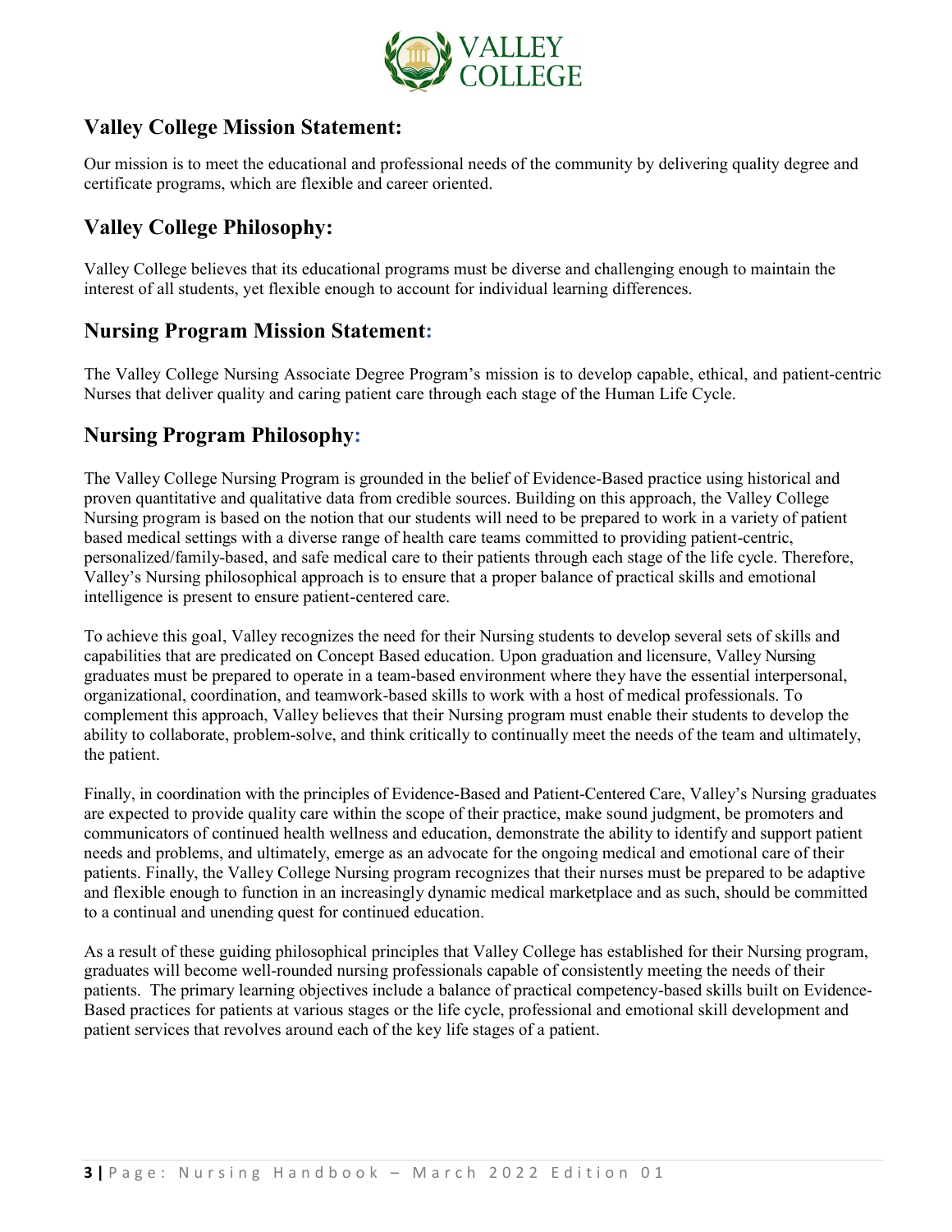## Valley College Mission Statement:

Our mission is to meet the educational and professional needs of the community by delivering quality degree and certificate programs, which are flexible and career oriented.

## Valley College Philosophy:

Valley College believes that its educational programs must be diverse and challenging enough to maintain the interest of all students, yet flexible enough to account for individual learning differences.

## Nursing Program Mission Statement:

The Valley College Nursing Associate Degree Program's mission is to develop capable, ethical, and patient-centric Nurses that deliver quality and caring patient care through each stage of the Human Life Cycle.

## Nursing Program Philosophy:

The Valley College Nursing Program is grounded in the belief of Evidence-Based practice using historical and proven quantitative and qualitative data from credible sources. Building on this approach, the Valley College Nursing program is based on the notion that our students will need to be prepared to work in a variety of patient based medical settings with a diverse range of health care teams committed to providing patient-centric, personalized/family-based, and safe medical care to their patients through each stage of the life cycle. Therefore, Valley's Nursing philosophical approach is to ensure that a proper balance of practical skills and emotional intelligence is present to ensure patient-centered care.

To achieve this goal, Valley recognizes the need for their Nursing students to develop several sets of skills and capabilities that are predicated on Concept Based education. Upon graduation and licensure, Valley Nursing graduates must be prepared to operate in a team-based environment where they have the essential interpersonal, organizational, coordination, and teamwork-based skills to work with a host of medical professionals. To complement this approach, Valley believes that their Nursing program must enable their students to develop the ability to collaborate, problem-solve, and think critically to continually meet the needs of the team and ultimately, the patient.

Finally, in coordination with the principles of Evidence-Based and Patient-Centered Care, Valley's Nursing graduates are expected to provide quality care within the scope of their practice, make sound judgment, be promoters and communicators of continued health wellness and education, demonstrate the ability to identify and support patient needs and problems, and ultimately, emerge as an advocate for the ongoing medical and emotional care of their patients. Finally, the Valley College Nursing program recognizes that their nurses must be prepared to be adaptive and flexible enough to function in an increasingly dynamic medical marketplace and as such, should be committed to a continual and unending quest for continued education.

As a result of these guiding philosophical principles that Valley College has established for their Nursing program, graduates will become well-rounded nursing professionals capable of consistently meeting the needs of their patients. The primary learning objectives include a balance of practical competency-based skills built on Evidence-Based practices for patients at various stages or the life cycle, professional and emotional skill development and patient services that revolves around each of the key life stages of a patient.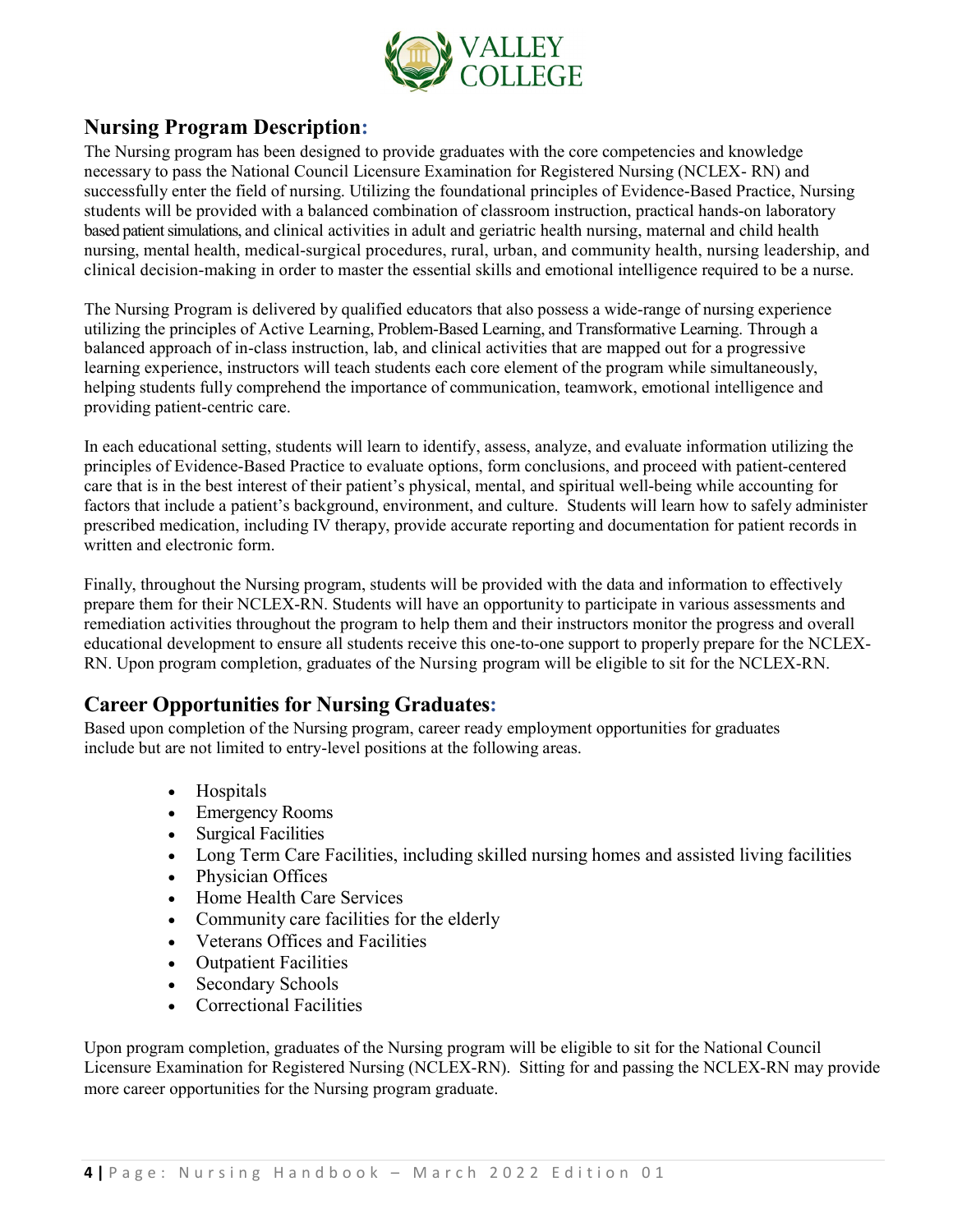## Nursing Program Description:

The Nursing program has been designed to provide graduates with the core competencies and knowledge necessary to pass the National Council Licensure Examination for Registered Nursing (NCLEX- RN) and successfully enter the field of nursing. Utilizing the foundational principles of Evidence-Based Practice, Nursing students will be provided with a balanced combination of classroom instruction, practical hands-on laboratory based patient simulations, and clinical activities in adult and geriatric health nursing, maternal and child health nursing, mental health, medical-surgical procedures, rural, urban, and community health, nursing leadership, and clinical decision-making in order to master the essential skills and emotional intelligence required to be a nurse.

The Nursing Program is delivered by qualified educators that also possess a wide-range of nursing experience utilizing the principles of Active Learning, Problem-Based Learning, and Transformative Learning. Through a balanced approach of in-class instruction, lab, and clinical activities that are mapped out for a progressive learning experience, instructors will teach students each core element of the program while simultaneously, helping students fully comprehend the importance of communication, teamwork, emotional intelligence and providing patient-centric care.

In each educational setting, students will learn to identify, assess, analyze, and evaluate information utilizing the principles of Evidence-Based Practice to evaluate options, form conclusions, and proceed with patient-centered care that is in the best interest of their patient's physical, mental, and spiritual well-being while accounting for factors that include a patient's background, environment, and culture. Students will learn how to safely administer prescribed medication, including IV therapy, provide accurate reporting and documentation for patient records in written and electronic form.

Finally, throughout the Nursing program, students will be provided with the data and information to effectively prepare them for their NCLEX-RN. Students will have an opportunity to participate in various assessments and remediation activities throughout the program to help them and their instructors monitor the progress and overall educational development to ensure all students receive this one-to-one support to properly prepare for the NCLEX-RN. Upon program completion, graduates of the Nursing program will be eligible to sit for the NCLEX-RN.

## Career Opportunities for Nursing Graduates:

Based upon completion of the Nursing program, career ready employment opportunities for graduates include but are not limited to entry-level positions at the following areas.

- Hospitals
- Emergency Rooms
- Surgical Facilities
- Long Term Care Facilities, including skilled nursing homes and assisted living facilities
- Physician Offices
- Home Health Care Services
- Community care facilities for the elderly
- Veterans Offices and Facilities
- Outpatient Facilities
- Secondary Schools
- Correctional Facilities

Upon program completion, graduates of the Nursing program will be eligible to sit for the National Council Licensure Examination for Registered Nursing (NCLEX-RN). Sitting for and passing the NCLEX-RN may provide more career opportunities for the Nursing program graduate.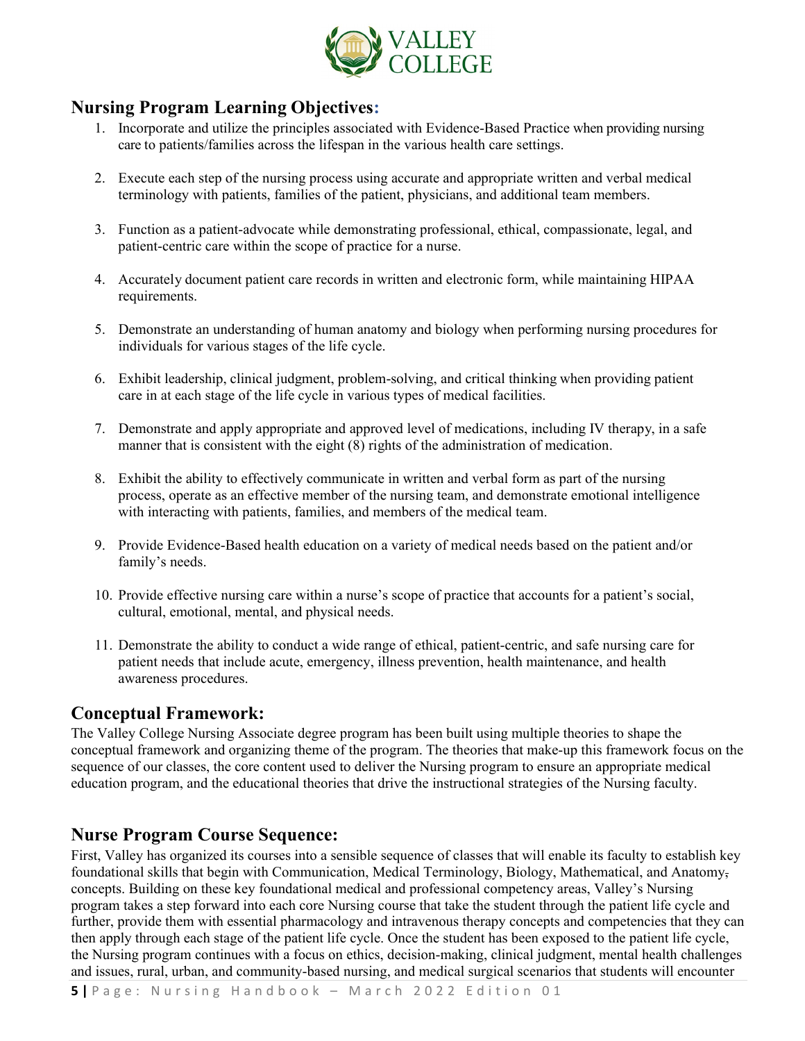## Nursing Program Learning Objectives:

1. Incorporate and utilize the principles associated with Evidence-Based Practice when providing nursing care to patients/families across the lifespan in the various health care settings.

2. Execute each step of the nursing process using accurate and appropriate written and verbal medical terminology with patients, families of the patient, physicians, and additional team members.

3. Function as a patient-advocate while demonstrating professional, ethical, compassionate, legal, and patient-centric care within the scope of practice for a nurse.

4. Accurately document patient care records in written and electronic form, while maintaining HIPAA requirements.

5. Demonstrate an understanding of human anatomy and biology when performing nursing procedures for individuals for various stages of the life cycle.

6. Exhibit leadership, clinical judgment, problem-solving, and critical thinking when providing patient care in at each stage of the life cycle in various types of medical facilities.

7. Demonstrate and apply appropriate and approved level of medications, including IV therapy, in a safe manner that is consistent with the eight (8) rights of the administration of medication.

8. Exhibit the ability to effectively communicate in written and verbal form as part of the nursing process, operate as an effective member of the nursing team, and demonstrate emotional intelligence with interacting with patients, families, and members of the medical team.

9. Provide Evidence-Based health education on a variety of medical needs based on the patient and/or family's needs.

10. Provide effective nursing care within a nurse's scope of practice that accounts for a patient's social, cultural, emotional, mental, and physical needs.

11. Demonstrate the ability to conduct a wide range of ethical, patient-centric, and safe nursing care for patient needs that include acute, emergency, illness prevention, health maintenance, and health awareness procedures.

## Conceptual Framework:

The Valley College Nursing Associate degree program has been built using multiple theories to shape the conceptual framework and organizing theme of the program. The theories that make-up this framework focus on the sequence of our classes, the core content used to deliver the Nursing program to ensure an appropriate medical education program, and the educational theories that drive the instructional strategies of the Nursing faculty.

## Nurse Program Course Sequence:

First, Valley has organized its courses into a sensible sequence of classes that will enable its faculty to establish key foundational skills that begin with Communication, Medical Terminology, Biology, Mathematical, and Anatomy, concepts. Building on these key foundational medical and professional competency areas, Valley's Nursing program takes a step forward into each core Nursing course that take the student through the patient life cycle and further, provide them with essential pharmacology and intravenous therapy concepts and competencies that they can then apply through each stage of the patient life cycle. Once the student has been exposed to the patient life cycle, the Nursing program continues with a focus on ethics, decision-making, clinical judgment, mental health challenges and issues, rural, urban, and community-based nursing, and medical surgical scenarios that students will encounter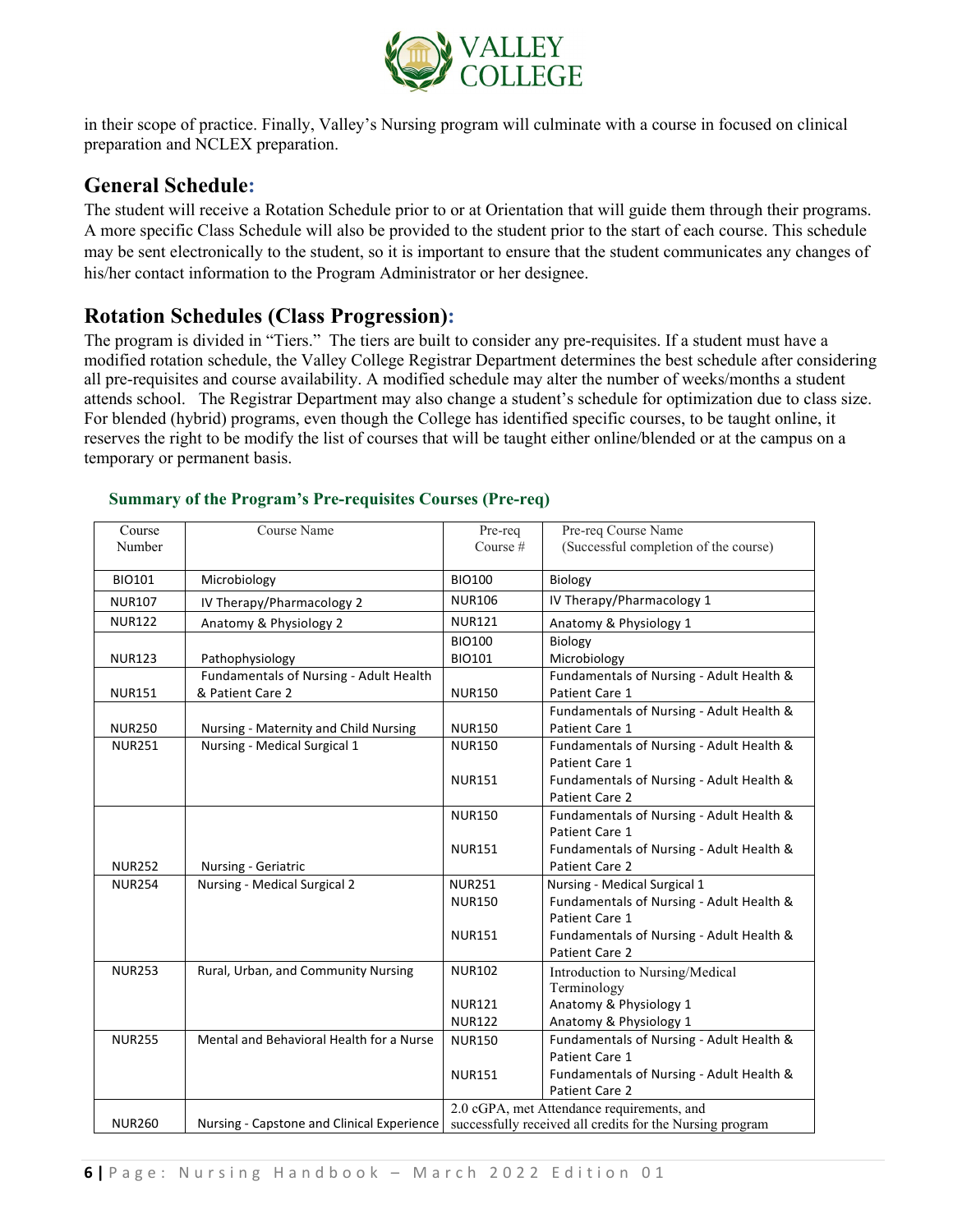in their scope of practice. Finally, Valley's Nursing program will culminate with a course in focused on clinical preparation and NCLEX preparation.

## General Schedule:

The student will receive a Rotation Schedule prior to or at Orientation that will guide them through their programs. A more specific Class Schedule will also be provided to the student prior to the start of each course. This schedule may be sent electronically to the student, so it is important to ensure that the student communicates any changes of his/her contact information to the Program Administrator or her designee.

## Rotation Schedules (Class Progression):

The program is divided in "Tiers." The tiers are built to consider any pre-requisites. If a student must have a modified rotation schedule, the Valley College Registrar Department determines the best schedule after considering all pre-requisites and course availability. A modified schedule may alter the number of weeks/months a student attends school. The Registrar Department may also change a student's schedule for optimization due to class size. For blended (hybrid) programs, even though the College has identified specific courses, to be taught online, it reserves the right to be modify the list of courses that will be taught either online/blended or at the campus on a temporary or permanent basis.

### Summary of the Program's Pre-requisites Courses (Pre-req)

| Course Number | Course Name | Pre-req Course # | Pre-req Course Name (Successful completion of the course) |
|---|---|---|---|
| BIO101 | Microbiology | BIO100 | Biology |
| NUR107 | IV Therapy/Pharmacology 2 | NUR106 | IV Therapy/Pharmacology 1 |
| NUR122 | Anatomy & Physiology 2 | NUR121 | Anatomy & Physiology 1 |
| NUR123 | Pathophysiology | BIO100<br>BIO101 | Biology<br>Microbiology |
| NUR151 | Fundamentals of Nursing - Adult Health & Patient Care 2 | NUR150 | Fundamentals of Nursing - Adult Health & Patient Care 1 |
| NUR250 | Nursing - Maternity and Child Nursing | NUR150 | Fundamentals of Nursing - Adult Health & Patient Care 1 |
| NUR251 | Nursing - Medical Surgical 1 | NUR150<br>NUR151 | Fundamentals of Nursing - Adult Health & Patient Care 1<br>Fundamentals of Nursing - Adult Health & Patient Care 2 |
| NUR252 | Nursing - Geriatric | NUR150<br>NUR151 | Fundamentals of Nursing - Adult Health & Patient Care 1<br>Fundamentals of Nursing - Adult Health & Patient Care 2 |
| NUR254 | Nursing - Medical Surgical 2 | NUR251<br>NUR150<br>NUR151 | Nursing - Medical Surgical 1<br>Fundamentals of Nursing - Adult Health & Patient Care 1<br>Fundamentals of Nursing - Adult Health & Patient Care 2 |
| NUR253 | Rural, Urban, and Community Nursing | NUR102<br>NUR121<br>NUR122 | Introduction to Nursing/Medical Terminology<br>Anatomy & Physiology 1<br>Anatomy & Physiology 1 |
| NUR255 | Mental and Behavioral Health for a Nurse | NUR150<br>NUR151 | Fundamentals of Nursing - Adult Health & Patient Care 1<br>Fundamentals of Nursing - Adult Health & Patient Care 2 |
| NUR260 | Nursing - Capstone and Clinical Experience | 2.0 cGPA, met Attendance requirements, and successfully received all credits for the Nursing program | |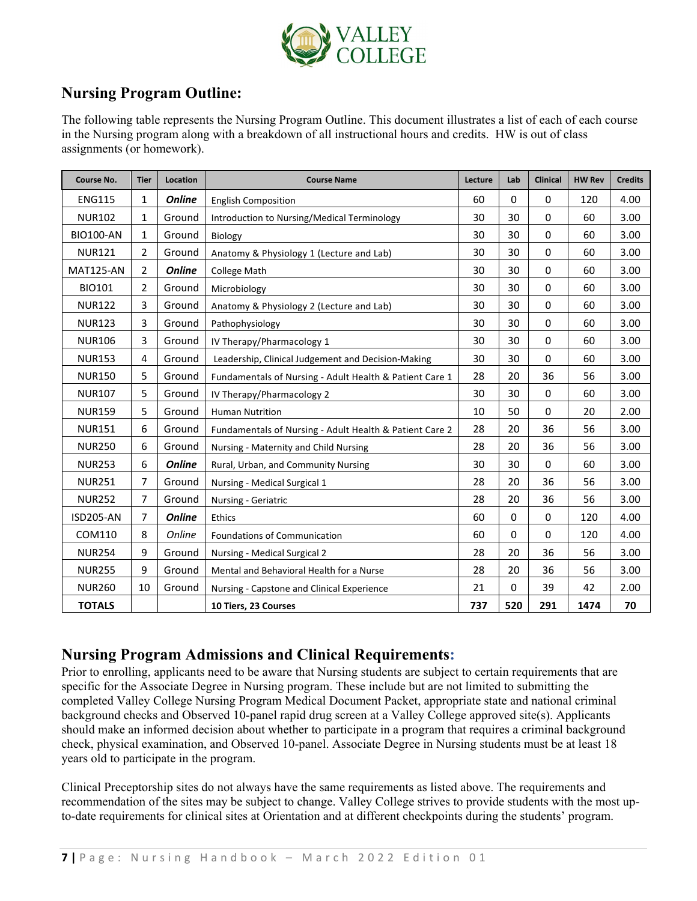## Nursing Program Outline:

The following table represents the Nursing Program Outline. This document illustrates a list of each of each course in the Nursing program along with a breakdown of all instructional hours and credits. HW is out of class assignments (or homework).

| Course No. | Tier | Location | Course Name | Lecture | Lab | Clinical | HW Rev | Credits |
|---|---|---|---|---|---|---|---|---|
| ENG115 | 1 | ***Online*** | English Composition | 60 | 0 | 0 | 120 | 4.00 |
| NUR102 | 1 | Ground | Introduction to Nursing/Medical Terminology | 30 | 30 | 0 | 60 | 3.00 |
| BIO100-AN | 1 | Ground | Biology | 30 | 30 | 0 | 60 | 3.00 |
| NUR121 | 2 | Ground | Anatomy & Physiology 1 (Lecture and Lab) | 30 | 30 | 0 | 60 | 3.00 |
| MAT125-AN | 2 | ***Online*** | College Math | 30 | 30 | 0 | 60 | 3.00 |
| BIO101 | 2 | Ground | Microbiology | 30 | 30 | 0 | 60 | 3.00 |
| NUR122 | 3 | Ground | Anatomy & Physiology 2 (Lecture and Lab) | 30 | 30 | 0 | 60 | 3.00 |
| NUR123 | 3 | Ground | Pathophysiology | 30 | 30 | 0 | 60 | 3.00 |
| NUR106 | 3 | Ground | IV Therapy/Pharmacology 1 | 30 | 30 | 0 | 60 | 3.00 |
| NUR153 | 4 | Ground | Leadership, Clinical Judgement and Decision-Making | 30 | 30 | 0 | 60 | 3.00 |
| NUR150 | 5 | Ground | Fundamentals of Nursing - Adult Health & Patient Care 1 | 28 | 20 | 36 | 56 | 3.00 |
| NUR107 | 5 | Ground | IV Therapy/Pharmacology 2 | 30 | 30 | 0 | 60 | 3.00 |
| NUR159 | 5 | Ground | Human Nutrition | 10 | 50 | 0 | 20 | 2.00 |
| NUR151 | 6 | Ground | Fundamentals of Nursing - Adult Health & Patient Care 2 | 28 | 20 | 36 | 56 | 3.00 |
| NUR250 | 6 | Ground | Nursing - Maternity and Child Nursing | 28 | 20 | 36 | 56 | 3.00 |
| NUR253 | 6 | ***Online*** | Rural, Urban, and Community Nursing | 30 | 30 | 0 | 60 | 3.00 |
| NUR251 | 7 | Ground | Nursing - Medical Surgical 1 | 28 | 20 | 36 | 56 | 3.00 |
| NUR252 | 7 | Ground | Nursing - Geriatric | 28 | 20 | 36 | 56 | 3.00 |
| ISD205-AN | 7 | ***Online*** | Ethics | 60 | 0 | 0 | 120 | 4.00 |
| COM110 | 8 | *Online* | Foundations of Communication | 60 | 0 | 0 | 120 | 4.00 |
| NUR254 | 9 | Ground | Nursing - Medical Surgical 2 | 28 | 20 | 36 | 56 | 3.00 |
| NUR255 | 9 | Ground | Mental and Behavioral Health for a Nurse | 28 | 20 | 36 | 56 | 3.00 |
| NUR260 | 10 | Ground | Nursing - Capstone and Clinical Experience | 21 | 0 | 39 | 42 | 2.00 |
| **TOTALS** | | | **10 Tiers, 23 Courses** | **737** | **520** | **291** | **1474** | **70** |

## Nursing Program Admissions and Clinical Requirements:

Prior to enrolling, applicants need to be aware that Nursing students are subject to certain requirements that are specific for the Associate Degree in Nursing program. These include but are not limited to submitting the completed Valley College Nursing Program Medical Document Packet, appropriate state and national criminal background checks and Observed 10-panel rapid drug screen at a Valley College approved site(s). Applicants should make an informed decision about whether to participate in a program that requires a criminal background check, physical examination, and Observed 10-panel. Associate Degree in Nursing students must be at least 18 years old to participate in the program.

Clinical Preceptorship sites do not always have the same requirements as listed above. The requirements and recommendation of the sites may be subject to change. Valley College strives to provide students with the most up-to-date requirements for clinical sites at Orientation and at different checkpoints during the students' program.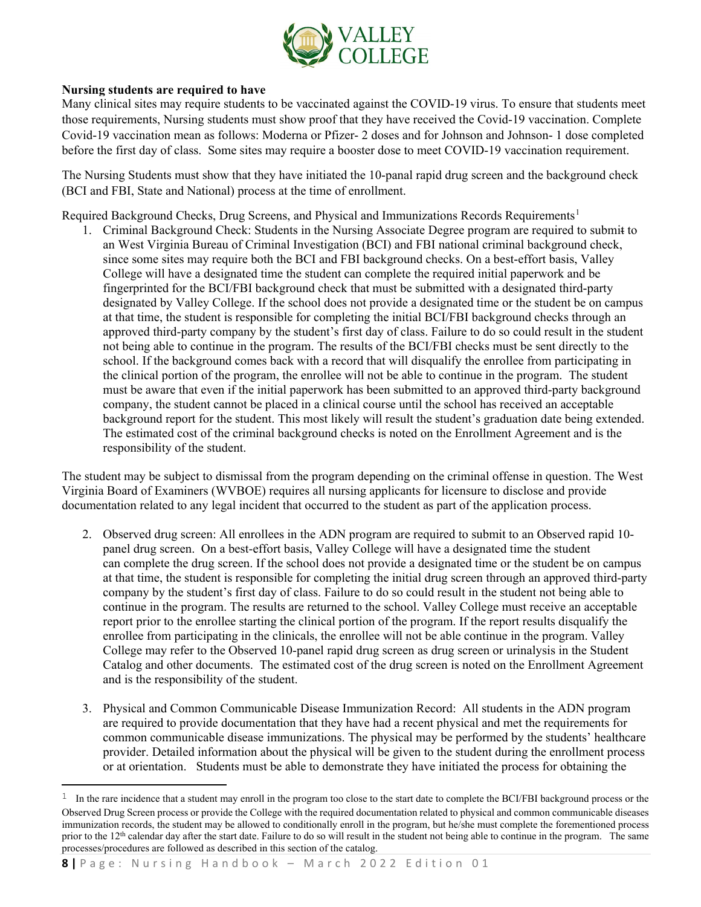**Nursing students are required to have**

Many clinical sites may require students to be vaccinated against the COVID-19 virus. To ensure that students meet those requirements, Nursing students must show proof that they have received the Covid-19 vaccination. Complete Covid-19 vaccination mean as follows: Moderna or Pfizer- 2 doses and for Johnson and Johnson- 1 dose completed before the first day of class. Some sites may require a booster dose to meet COVID-19 vaccination requirement.

The Nursing Students must show that they have initiated the 10-panal rapid drug screen and the background check (BCI and FBI, State and National) process at the time of enrollment.

Required Background Checks, Drug Screens, and Physical and Immunizations Records Requirements[1]

1. Criminal Background Check: Students in the Nursing Associate Degree program are required to submit to an West Virginia Bureau of Criminal Investigation (BCI) and FBI national criminal background check, since some sites may require both the BCI and FBI background checks. On a best-effort basis, Valley College will have a designated time the student can complete the required initial paperwork and be fingerprinted for the BCI/FBI background check that must be submitted with a designated third-party designated by Valley College. If the school does not provide a designated time or the student be on campus at that time, the student is responsible for completing the initial BCI/FBI background checks through an approved third-party company by the student's first day of class. Failure to do so could result in the student not being able to continue in the program. The results of the BCI/FBI checks must be sent directly to the school. If the background comes back with a record that will disqualify the enrollee from participating in the clinical portion of the program, the enrollee will not be able to continue in the program. The student must be aware that even if the initial paperwork has been submitted to an approved third-party background company, the student cannot be placed in a clinical course until the school has received an acceptable background report for the student. This most likely will result the student's graduation date being extended. The estimated cost of the criminal background checks is noted on the Enrollment Agreement and is the responsibility of the student.

The student may be subject to dismissal from the program depending on the criminal offense in question. The West Virginia Board of Examiners (WVBOE) requires all nursing applicants for licensure to disclose and provide documentation related to any legal incident that occurred to the student as part of the application process.

2. Observed drug screen: All enrollees in the ADN program are required to submit to an Observed rapid 10-panel drug screen. On a best-effort basis, Valley College will have a designated time the student can complete the drug screen. If the school does not provide a designated time or the student be on campus at that time, the student is responsible for completing the initial drug screen through an approved third-party company by the student's first day of class. Failure to do so could result in the student not being able to continue in the program. The results are returned to the school. Valley College must receive an acceptable report prior to the enrollee starting the clinical portion of the program. If the report results disqualify the enrollee from participating in the clinicals, the enrollee will not be able continue in the program. Valley College may refer to the Observed 10-panel rapid drug screen as drug screen or urinalysis in the Student Catalog and other documents. The estimated cost of the drug screen is noted on the Enrollment Agreement and is the responsibility of the student.

3. Physical and Common Communicable Disease Immunization Record: All students in the ADN program are required to provide documentation that they have had a recent physical and met the requirements for common communicable disease immunizations. The physical may be performed by the students' healthcare provider. Detailed information about the physical will be given to the student during the enrollment process or at orientation. Students must be able to demonstrate they have initiated the process for obtaining the

---

[1] In the rare incidence that a student may enroll in the program too close to the start date to complete the BCI/FBI background process or the Observed Drug Screen process or provide the College with the required documentation related to physical and common communicable diseases immunization records, the student may be allowed to conditionally enroll in the program, but he/she must complete the forementioned process prior to the 12th calendar day after the start date. Failure to do so will result in the student not being able to continue in the program. The same processes/procedures are followed as described in this section of the catalog.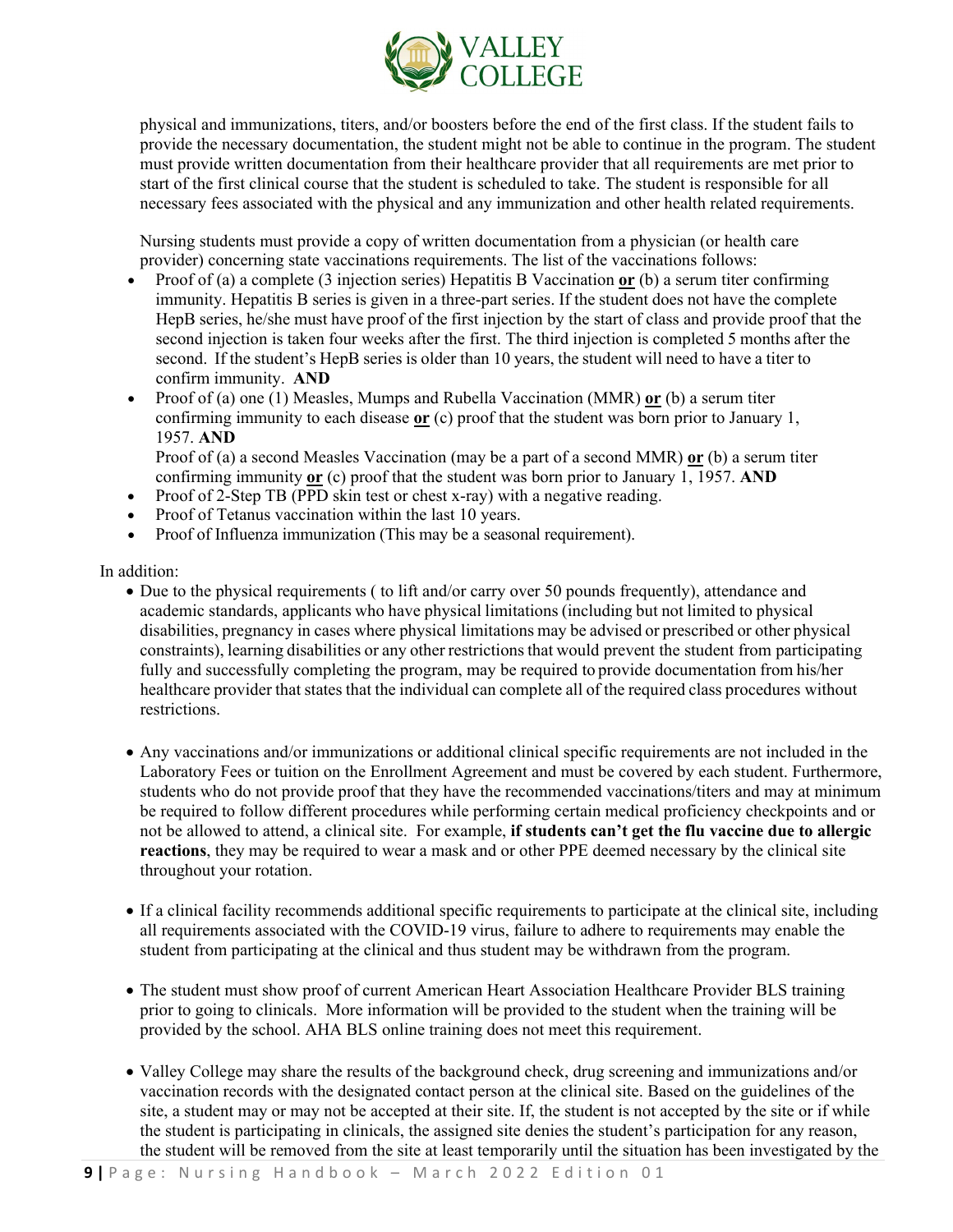physical and immunizations, titers, and/or boosters before the end of the first class. If the student fails to provide the necessary documentation, the student might not be able to continue in the program. The student must provide written documentation from their healthcare provider that all requirements are met prior to start of the first clinical course that the student is scheduled to take. The student is responsible for all necessary fees associated with the physical and any immunization and other health related requirements.

Nursing students must provide a copy of written documentation from a physician (or health care provider) concerning state vaccinations requirements. The list of the vaccinations follows:

- Proof of (a) a complete (3 injection series) Hepatitis B Vaccination **or** (b) a serum titer confirming immunity. Hepatitis B series is given in a three-part series. If the student does not have the complete HepB series, he/she must have proof of the first injection by the start of class and provide proof that the second injection is taken four weeks after the first. The third injection is completed 5 months after the second. If the student's HepB series is older than 10 years, the student will need to have a titer to confirm immunity. **AND**
- Proof of (a) one (1) Measles, Mumps and Rubella Vaccination (MMR) **or** (b) a serum titer confirming immunity to each disease **or** (c) proof that the student was born prior to January 1, 1957. **AND**

  Proof of (a) a second Measles Vaccination (may be a part of a second MMR) **or** (b) a serum titer confirming immunity **or** (c) proof that the student was born prior to January 1, 1957. **AND**
- Proof of 2-Step TB (PPD skin test or chest x-ray) with a negative reading.
- Proof of Tetanus vaccination within the last 10 years.
- Proof of Influenza immunization (This may be a seasonal requirement).

In addition:

- Due to the physical requirements ( to lift and/or carry over 50 pounds frequently), attendance and academic standards, applicants who have physical limitations (including but not limited to physical disabilities, pregnancy in cases where physical limitations may be advised or prescribed or other physical constraints), learning disabilities or any other restrictions that would prevent the student from participating fully and successfully completing the program, may be required to provide documentation from his/her healthcare provider that states that the individual can complete all of the required class procedures without restrictions.

- Any vaccinations and/or immunizations or additional clinical specific requirements are not included in the Laboratory Fees or tuition on the Enrollment Agreement and must be covered by each student. Furthermore, students who do not provide proof that they have the recommended vaccinations/titers and may at minimum be required to follow different procedures while performing certain medical proficiency checkpoints and or not be allowed to attend, a clinical site. For example, **if students can't get the flu vaccine due to allergic reactions**, they may be required to wear a mask and or other PPE deemed necessary by the clinical site throughout your rotation.

- If a clinical facility recommends additional specific requirements to participate at the clinical site, including all requirements associated with the COVID-19 virus, failure to adhere to requirements may enable the student from participating at the clinical and thus student may be withdrawn from the program.

- The student must show proof of current American Heart Association Healthcare Provider BLS training prior to going to clinicals. More information will be provided to the student when the training will be provided by the school. AHA BLS online training does not meet this requirement.

- Valley College may share the results of the background check, drug screening and immunizations and/or vaccination records with the designated contact person at the clinical site. Based on the guidelines of the site, a student may or may not be accepted at their site. If, the student is not accepted by the site or if while the student is participating in clinicals, the assigned site denies the student's participation for any reason, the student will be removed from the site at least temporarily until the situation has been investigated by the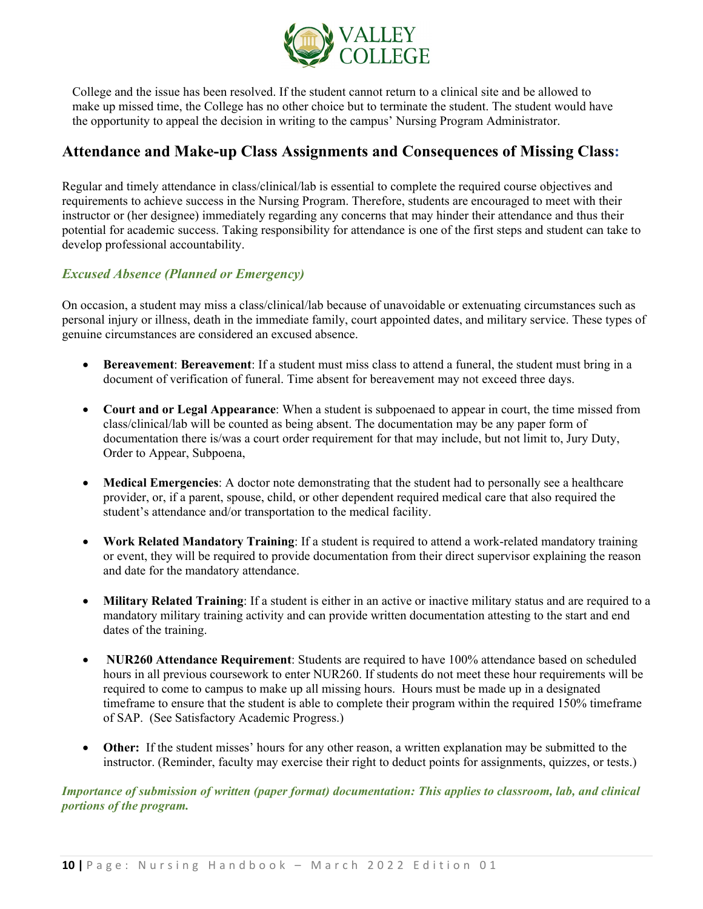College and the issue has been resolved. If the student cannot return to a clinical site and be allowed to make up missed time, the College has no other choice but to terminate the student. The student would have the opportunity to appeal the decision in writing to the campus' Nursing Program Administrator.

## Attendance and Make-up Class Assignments and Consequences of Missing Class:

Regular and timely attendance in class/clinical/lab is essential to complete the required course objectives and requirements to achieve success in the Nursing Program. Therefore, students are encouraged to meet with their instructor or (her designee) immediately regarding any concerns that may hinder their attendance and thus their potential for academic success. Taking responsibility for attendance is one of the first steps and student can take to develop professional accountability.

### *Excused Absence (Planned or Emergency)*

On occasion, a student may miss a class/clinical/lab because of unavoidable or extenuating circumstances such as personal injury or illness, death in the immediate family, court appointed dates, and military service. These types of genuine circumstances are considered an excused absence.

- **Bereavement**: **Bereavement**: If a student must miss class to attend a funeral, the student must bring in a document of verification of funeral. Time absent for bereavement may not exceed three days.
- **Court and or Legal Appearance**: When a student is subpoenaed to appear in court, the time missed from class/clinical/lab will be counted as being absent. The documentation may be any paper form of documentation there is/was a court order requirement for that may include, but not limit to, Jury Duty, Order to Appear, Subpoena,
- **Medical Emergencies**: A doctor note demonstrating that the student had to personally see a healthcare provider, or, if a parent, spouse, child, or other dependent required medical care that also required the student's attendance and/or transportation to the medical facility.
- **Work Related Mandatory Training**: If a student is required to attend a work-related mandatory training or event, they will be required to provide documentation from their direct supervisor explaining the reason and date for the mandatory attendance.
- **Military Related Training**: If a student is either in an active or inactive military status and are required to a mandatory military training activity and can provide written documentation attesting to the start and end dates of the training.
- **NUR260 Attendance Requirement**: Students are required to have 100% attendance based on scheduled hours in all previous coursework to enter NUR260. If students do not meet these hour requirements will be required to come to campus to make up all missing hours. Hours must be made up in a designated timeframe to ensure that the student is able to complete their program within the required 150% timeframe of SAP. (See Satisfactory Academic Progress.)
- **Other:** If the student misses' hours for any other reason, a written explanation may be submitted to the instructor. (Reminder, faculty may exercise their right to deduct points for assignments, quizzes, or tests.)

***Importance of submission of written (paper format) documentation: This applies to classroom, lab, and clinical portions of the program.***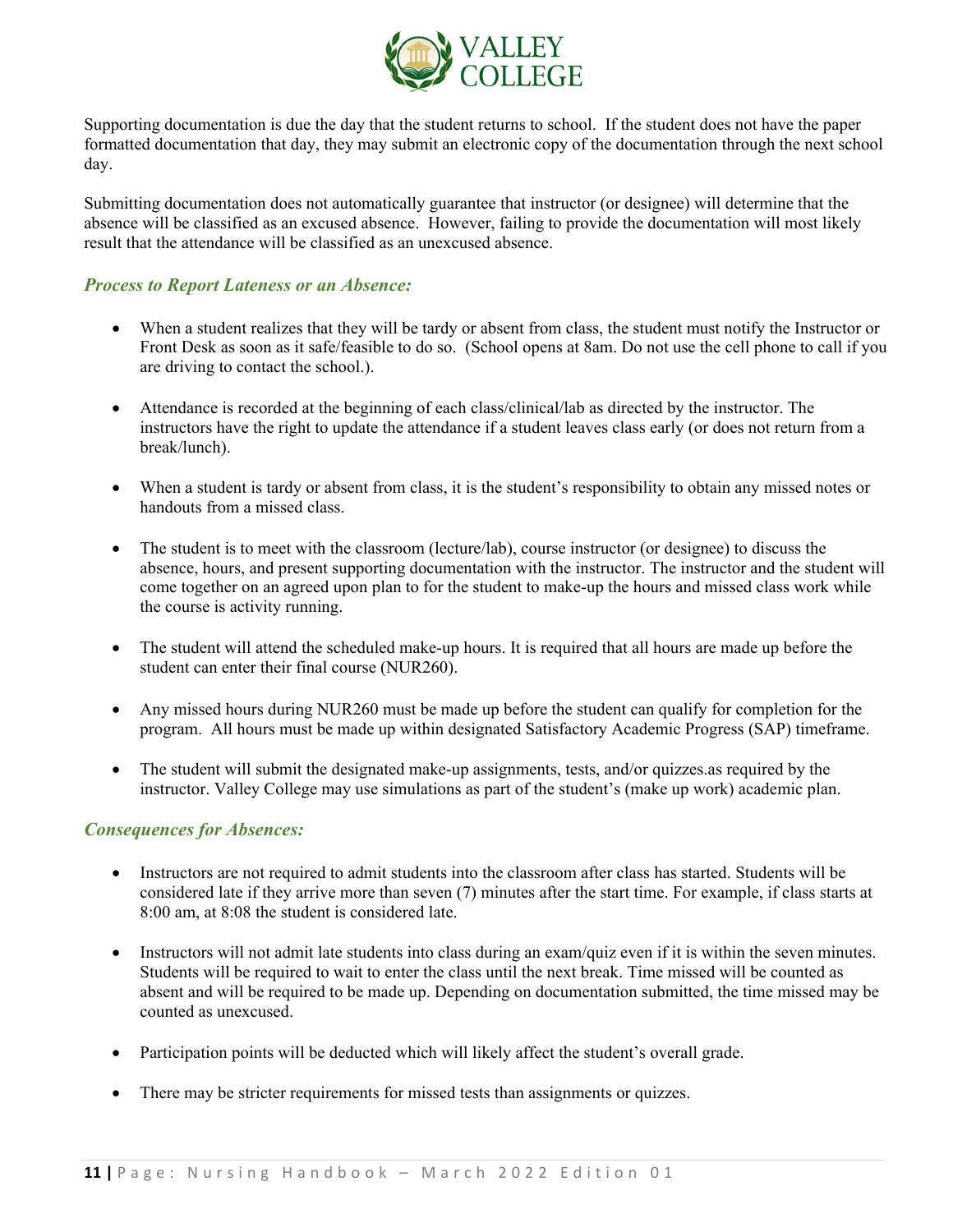Supporting documentation is due the day that the student returns to school. If the student does not have the paper formatted documentation that day, they may submit an electronic copy of the documentation through the next school day.

Submitting documentation does not automatically guarantee that instructor (or designee) will determine that the absence will be classified as an excused absence. However, failing to provide the documentation will most likely result that the attendance will be classified as an unexcused absence.

### *Process to Report Lateness or an Absence:*

- When a student realizes that they will be tardy or absent from class, the student must notify the Instructor or Front Desk as soon as it safe/feasible to do so. (School opens at 8am. Do not use the cell phone to call if you are driving to contact the school.).
- Attendance is recorded at the beginning of each class/clinical/lab as directed by the instructor. The instructors have the right to update the attendance if a student leaves class early (or does not return from a break/lunch).
- When a student is tardy or absent from class, it is the student's responsibility to obtain any missed notes or handouts from a missed class.
- The student is to meet with the classroom (lecture/lab), course instructor (or designee) to discuss the absence, hours, and present supporting documentation with the instructor. The instructor and the student will come together on an agreed upon plan to for the student to make-up the hours and missed class work while the course is activity running.
- The student will attend the scheduled make-up hours. It is required that all hours are made up before the student can enter their final course (NUR260).
- Any missed hours during NUR260 must be made up before the student can qualify for completion for the program. All hours must be made up within designated Satisfactory Academic Progress (SAP) timeframe.
- The student will submit the designated make-up assignments, tests, and/or quizzes.as required by the instructor. Valley College may use simulations as part of the student's (make up work) academic plan.

### *Consequences for Absences:*

- Instructors are not required to admit students into the classroom after class has started. Students will be considered late if they arrive more than seven (7) minutes after the start time. For example, if class starts at 8:00 am, at 8:08 the student is considered late.
- Instructors will not admit late students into class during an exam/quiz even if it is within the seven minutes. Students will be required to wait to enter the class until the next break. Time missed will be counted as absent and will be required to be made up. Depending on documentation submitted, the time missed may be counted as unexcused.
- Participation points will be deducted which will likely affect the student's overall grade.
- There may be stricter requirements for missed tests than assignments or quizzes.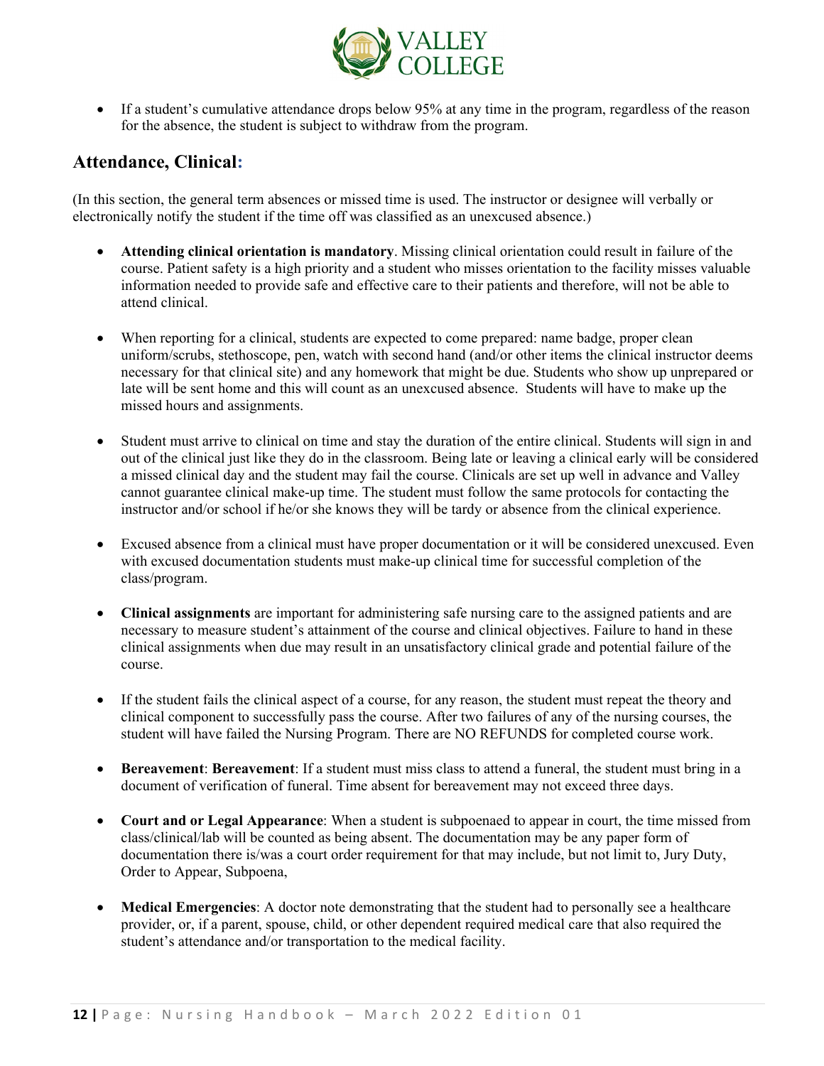- If a student's cumulative attendance drops below 95% at any time in the program, regardless of the reason for the absence, the student is subject to withdraw from the program.

## Attendance, Clinical:

(In this section, the general term absences or missed time is used. The instructor or designee will verbally or electronically notify the student if the time off was classified as an unexcused absence.)

- **Attending clinical orientation is mandatory**. Missing clinical orientation could result in failure of the course. Patient safety is a high priority and a student who misses orientation to the facility misses valuable information needed to provide safe and effective care to their patients and therefore, will not be able to attend clinical.

- When reporting for a clinical, students are expected to come prepared: name badge, proper clean uniform/scrubs, stethoscope, pen, watch with second hand (and/or other items the clinical instructor deems necessary for that clinical site) and any homework that might be due. Students who show up unprepared or late will be sent home and this will count as an unexcused absence. Students will have to make up the missed hours and assignments.

- Student must arrive to clinical on time and stay the duration of the entire clinical. Students will sign in and out of the clinical just like they do in the classroom. Being late or leaving a clinical early will be considered a missed clinical day and the student may fail the course. Clinicals are set up well in advance and Valley cannot guarantee clinical make-up time. The student must follow the same protocols for contacting the instructor and/or school if he/or she knows they will be tardy or absence from the clinical experience.

- Excused absence from a clinical must have proper documentation or it will be considered unexcused. Even with excused documentation students must make-up clinical time for successful completion of the class/program.

- **Clinical assignments** are important for administering safe nursing care to the assigned patients and are necessary to measure student's attainment of the course and clinical objectives. Failure to hand in these clinical assignments when due may result in an unsatisfactory clinical grade and potential failure of the course.

- If the student fails the clinical aspect of a course, for any reason, the student must repeat the theory and clinical component to successfully pass the course. After two failures of any of the nursing courses, the student will have failed the Nursing Program. There are NO REFUNDS for completed course work.

- **Bereavement**: **Bereavement**: If a student must miss class to attend a funeral, the student must bring in a document of verification of funeral. Time absent for bereavement may not exceed three days.

- **Court and or Legal Appearance**: When a student is subpoenaed to appear in court, the time missed from class/clinical/lab will be counted as being absent. The documentation may be any paper form of documentation there is/was a court order requirement for that may include, but not limit to, Jury Duty, Order to Appear, Subpoena,

- **Medical Emergencies**: A doctor note demonstrating that the student had to personally see a healthcare provider, or, if a parent, spouse, child, or other dependent required medical care that also required the student's attendance and/or transportation to the medical facility.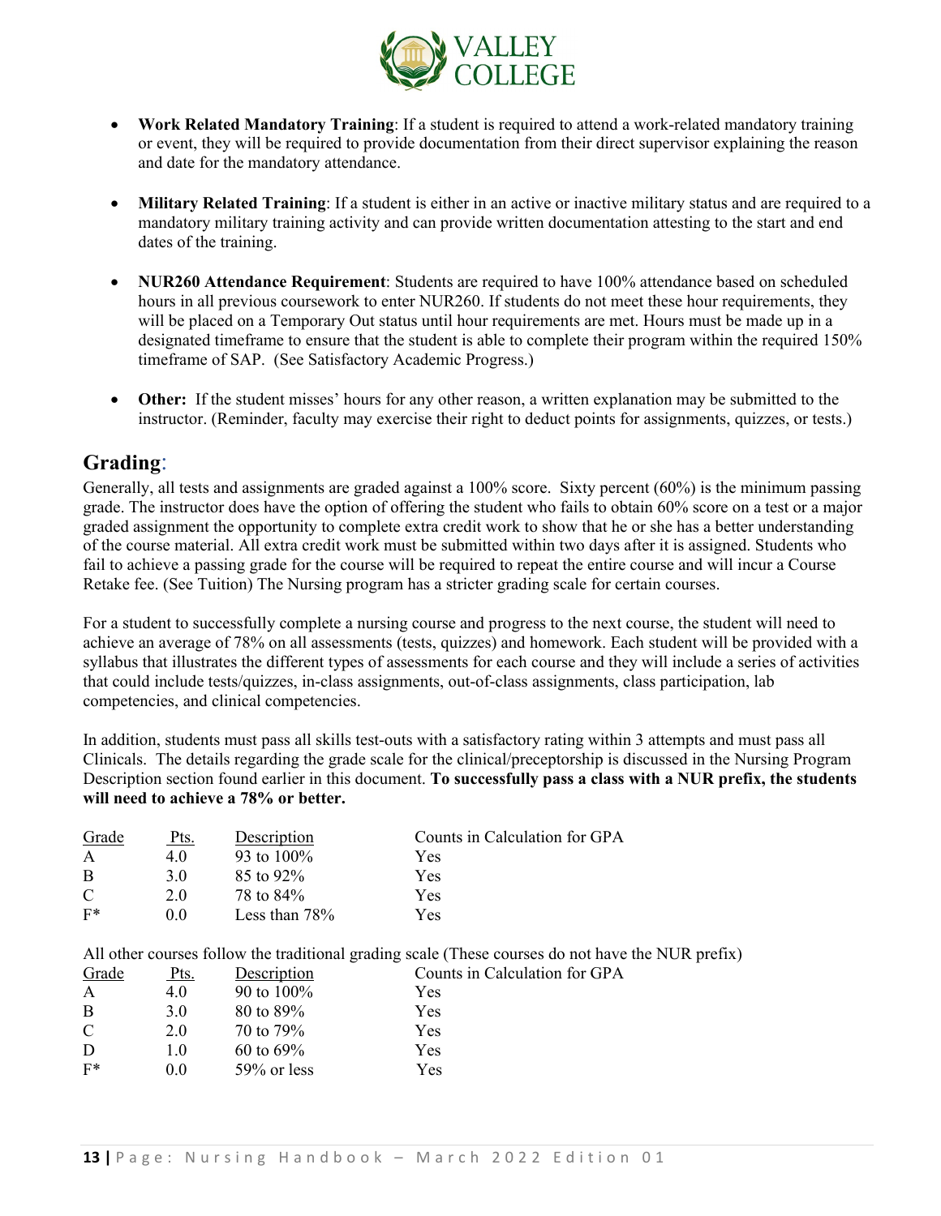- **Work Related Mandatory Training**: If a student is required to attend a work-related mandatory training or event, they will be required to provide documentation from their direct supervisor explaining the reason and date for the mandatory attendance.

- **Military Related Training**: If a student is either in an active or inactive military status and are required to a mandatory military training activity and can provide written documentation attesting to the start and end dates of the training.

- **NUR260 Attendance Requirement**: Students are required to have 100% attendance based on scheduled hours in all previous coursework to enter NUR260. If students do not meet these hour requirements, they will be placed on a Temporary Out status until hour requirements are met. Hours must be made up in a designated timeframe to ensure that the student is able to complete their program within the required 150% timeframe of SAP. (See Satisfactory Academic Progress.)

- **Other:** If the student misses' hours for any other reason, a written explanation may be submitted to the instructor. (Reminder, faculty may exercise their right to deduct points for assignments, quizzes, or tests.)

## Grading:

Generally, all tests and assignments are graded against a 100% score. Sixty percent (60%) is the minimum passing grade. The instructor does have the option of offering the student who fails to obtain 60% score on a test or a major graded assignment the opportunity to complete extra credit work to show that he or she has a better understanding of the course material. All extra credit work must be submitted within two days after it is assigned. Students who fail to achieve a passing grade for the course will be required to repeat the entire course and will incur a Course Retake fee. (See Tuition) The Nursing program has a stricter grading scale for certain courses.

For a student to successfully complete a nursing course and progress to the next course, the student will need to achieve an average of 78% on all assessments (tests, quizzes) and homework. Each student will be provided with a syllabus that illustrates the different types of assessments for each course and they will include a series of activities that could include tests/quizzes, in-class assignments, out-of-class assignments, class participation, lab competencies, and clinical competencies.

In addition, students must pass all skills test-outs with a satisfactory rating within 3 attempts and must pass all Clinicals. The details regarding the grade scale for the clinical/preceptorship is discussed in the Nursing Program Description section found earlier in this document. **To successfully pass a class with a NUR prefix, the students will need to achieve a 78% or better.**

| Grade | Pts. | Description | Counts in Calculation for GPA |
|---|---|---|---|
| A | 4.0 | 93 to 100% | Yes |
| B | 3.0 | 85 to 92% | Yes |
| C | 2.0 | 78 to 84% | Yes |
| F* | 0.0 | Less than 78% | Yes |

All other courses follow the traditional grading scale (These courses do not have the NUR prefix)

| Grade | Pts. | Description | Counts in Calculation for GPA |
|---|---|---|---|
| A | 4.0 | 90 to 100% | Yes |
| B | 3.0 | 80 to 89% | Yes |
| C | 2.0 | 70 to 79% | Yes |
| D | 1.0 | 60 to 69% | Yes |
| F* | 0.0 | 59% or less | Yes |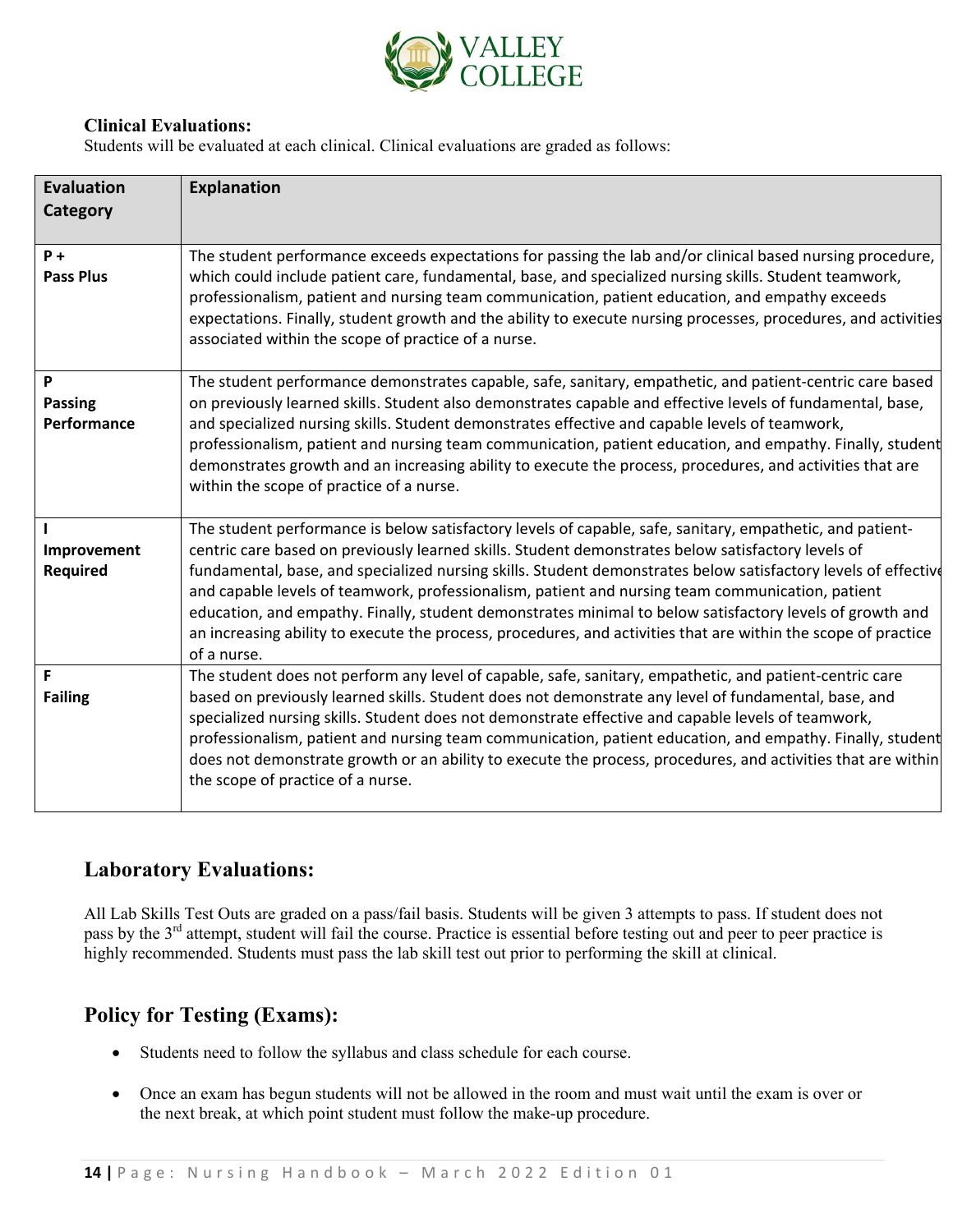**Clinical Evaluations:**

Students will be evaluated at each clinical. Clinical evaluations are graded as follows:

| Evaluation Category | Explanation |
|---|---|
| **P +** **Pass Plus** | The student performance exceeds expectations for passing the lab and/or clinical based nursing procedure, which could include patient care, fundamental, base, and specialized nursing skills. Student teamwork, professionalism, patient and nursing team communication, patient education, and empathy exceeds expectations. Finally, student growth and the ability to execute nursing processes, procedures, and activities associated within the scope of practice of a nurse. |
| **P** **Passing Performance** | The student performance demonstrates capable, safe, sanitary, empathetic, and patient-centric care based on previously learned skills. Student also demonstrates capable and effective levels of fundamental, base, and specialized nursing skills. Student demonstrates effective and capable levels of teamwork, professionalism, patient and nursing team communication, patient education, and empathy. Finally, student demonstrates growth and an increasing ability to execute the process, procedures, and activities that are within the scope of practice of a nurse. |
| **I** **Improvement Required** | The student performance is below satisfactory levels of capable, safe, sanitary, empathetic, and patient-centric care based on previously learned skills. Student demonstrates below satisfactory levels of fundamental, base, and specialized nursing skills. Student demonstrates below satisfactory levels of effective and capable levels of teamwork, professionalism, patient and nursing team communication, patient education, and empathy. Finally, student demonstrates minimal to below satisfactory levels of growth and an increasing ability to execute the process, procedures, and activities that are within the scope of practice of a nurse. |
| **F** **Failing** | The student does not perform any level of capable, safe, sanitary, empathetic, and patient-centric care based on previously learned skills. Student does not demonstrate any level of fundamental, base, and specialized nursing skills. Student does not demonstrate effective and capable levels of teamwork, professionalism, patient and nursing team communication, patient education, and empathy. Finally, student does not demonstrate growth or an ability to execute the process, procedures, and activities that are within the scope of practice of a nurse. |

## Laboratory Evaluations:

All Lab Skills Test Outs are graded on a pass/fail basis. Students will be given 3 attempts to pass. If student does not pass by the 3rd attempt, student will fail the course. Practice is essential before testing out and peer to peer practice is highly recommended. Students must pass the lab skill test out prior to performing the skill at clinical.

## Policy for Testing (Exams):

- Students need to follow the syllabus and class schedule for each course.
- Once an exam has begun students will not be allowed in the room and must wait until the exam is over or the next break, at which point student must follow the make-up procedure.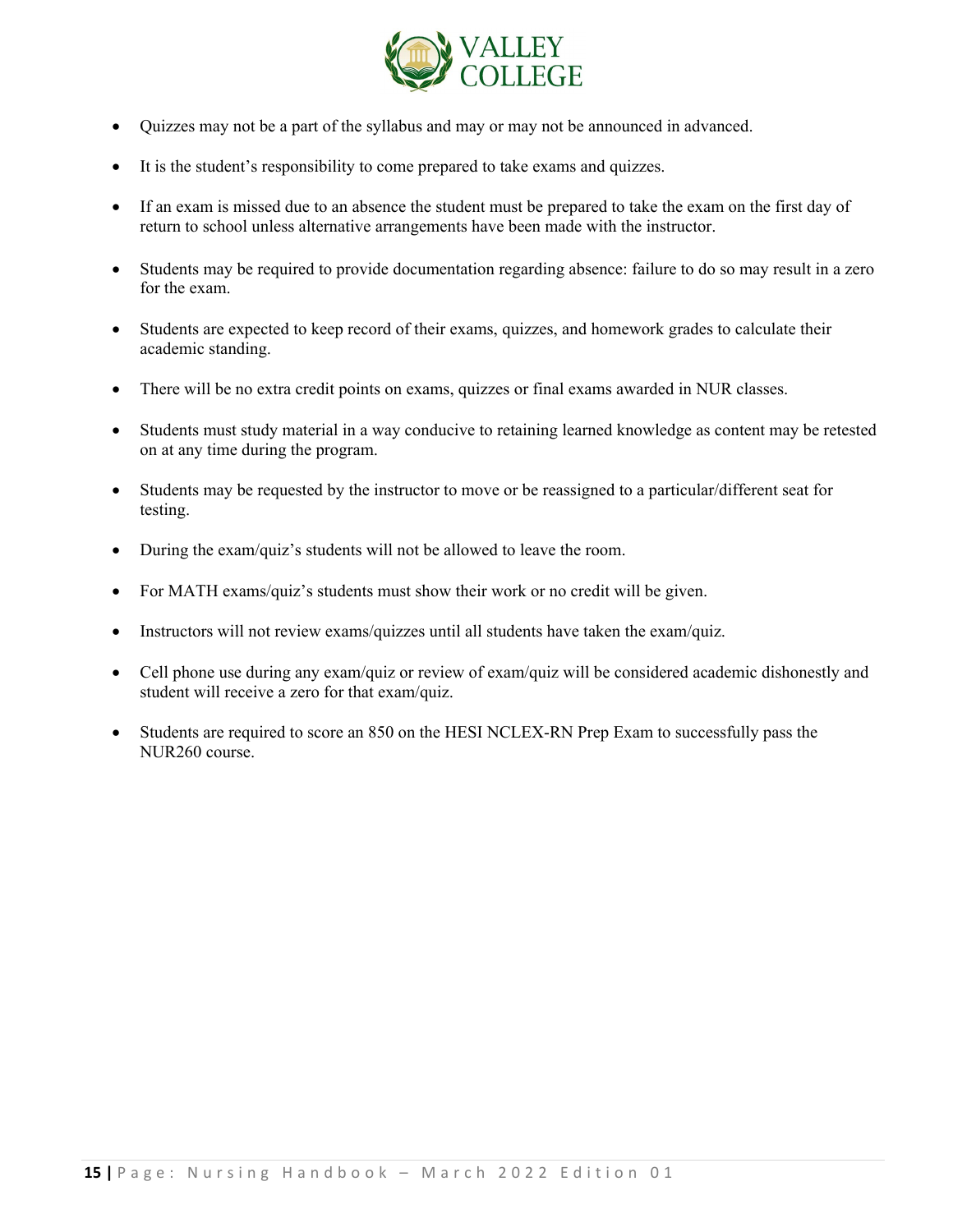- Quizzes may not be a part of the syllabus and may or may not be announced in advanced.
- It is the student's responsibility to come prepared to take exams and quizzes.
- If an exam is missed due to an absence the student must be prepared to take the exam on the first day of return to school unless alternative arrangements have been made with the instructor.
- Students may be required to provide documentation regarding absence: failure to do so may result in a zero for the exam.
- Students are expected to keep record of their exams, quizzes, and homework grades to calculate their academic standing.
- There will be no extra credit points on exams, quizzes or final exams awarded in NUR classes.
- Students must study material in a way conducive to retaining learned knowledge as content may be retested on at any time during the program.
- Students may be requested by the instructor to move or be reassigned to a particular/different seat for testing.
- During the exam/quiz's students will not be allowed to leave the room.
- For MATH exams/quiz's students must show their work or no credit will be given.
- Instructors will not review exams/quizzes until all students have taken the exam/quiz.
- Cell phone use during any exam/quiz or review of exam/quiz will be considered academic dishonestly and student will receive a zero for that exam/quiz.
- Students are required to score an 850 on the HESI NCLEX-RN Prep Exam to successfully pass the NUR260 course.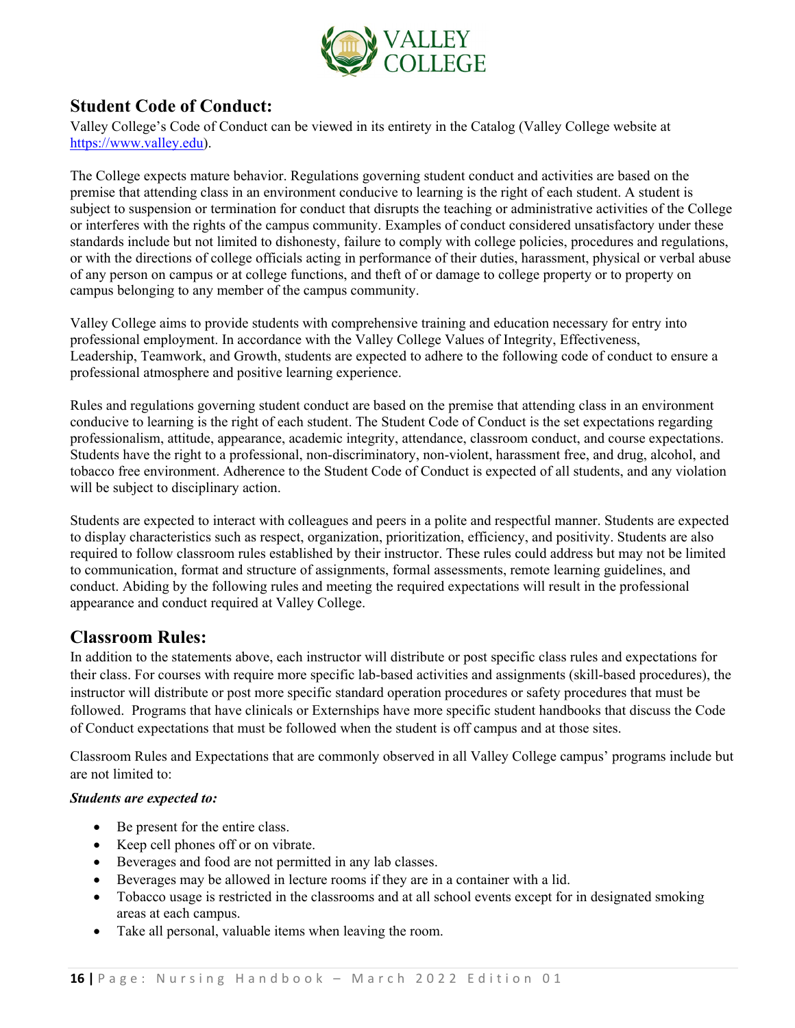## Student Code of Conduct:

Valley College's Code of Conduct can be viewed in its entirety in the Catalog (Valley College website at https://www.valley.edu).

The College expects mature behavior. Regulations governing student conduct and activities are based on the premise that attending class in an environment conducive to learning is the right of each student. A student is subject to suspension or termination for conduct that disrupts the teaching or administrative activities of the College or interferes with the rights of the campus community. Examples of conduct considered unsatisfactory under these standards include but not limited to dishonesty, failure to comply with college policies, procedures and regulations, or with the directions of college officials acting in performance of their duties, harassment, physical or verbal abuse of any person on campus or at college functions, and theft of or damage to college property or to property on campus belonging to any member of the campus community.

Valley College aims to provide students with comprehensive training and education necessary for entry into professional employment. In accordance with the Valley College Values of Integrity, Effectiveness, Leadership, Teamwork, and Growth, students are expected to adhere to the following code of conduct to ensure a professional atmosphere and positive learning experience.

Rules and regulations governing student conduct are based on the premise that attending class in an environment conducive to learning is the right of each student. The Student Code of Conduct is the set expectations regarding professionalism, attitude, appearance, academic integrity, attendance, classroom conduct, and course expectations. Students have the right to a professional, non-discriminatory, non-violent, harassment free, and drug, alcohol, and tobacco free environment. Adherence to the Student Code of Conduct is expected of all students, and any violation will be subject to disciplinary action.

Students are expected to interact with colleagues and peers in a polite and respectful manner. Students are expected to display characteristics such as respect, organization, prioritization, efficiency, and positivity. Students are also required to follow classroom rules established by their instructor. These rules could address but may not be limited to communication, format and structure of assignments, formal assessments, remote learning guidelines, and conduct. Abiding by the following rules and meeting the required expectations will result in the professional appearance and conduct required at Valley College.

## Classroom Rules:

In addition to the statements above, each instructor will distribute or post specific class rules and expectations for their class. For courses with require more specific lab-based activities and assignments (skill-based procedures), the instructor will distribute or post more specific standard operation procedures or safety procedures that must be followed. Programs that have clinicals or Externships have more specific student handbooks that discuss the Code of Conduct expectations that must be followed when the student is off campus and at those sites.

Classroom Rules and Expectations that are commonly observed in all Valley College campus' programs include but are not limited to:

***Students are expected to:***

- Be present for the entire class.
- Keep cell phones off or on vibrate.
- Beverages and food are not permitted in any lab classes.
- Beverages may be allowed in lecture rooms if they are in a container with a lid.
- Tobacco usage is restricted in the classrooms and at all school events except for in designated smoking areas at each campus.
- Take all personal, valuable items when leaving the room.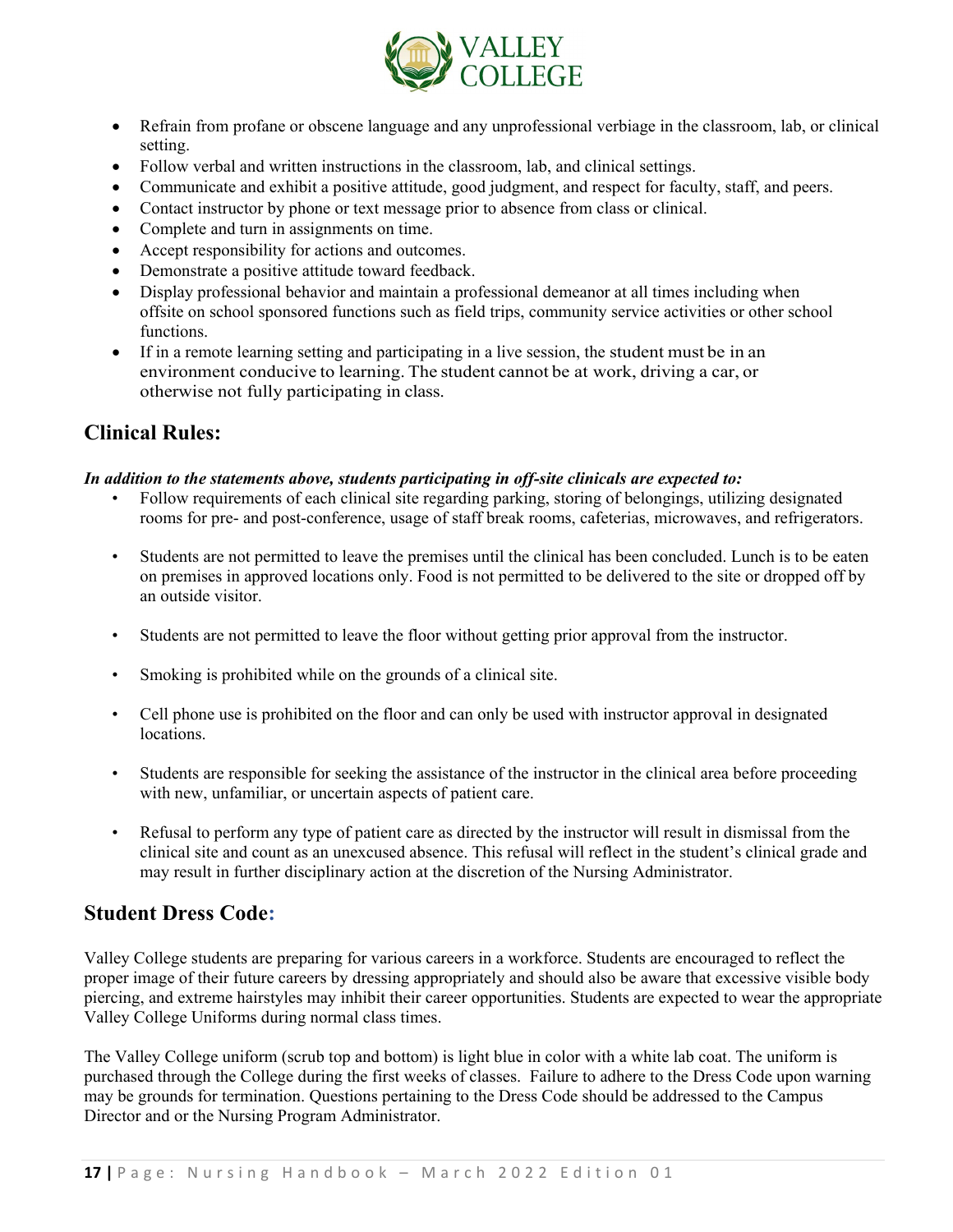- Refrain from profane or obscene language and any unprofessional verbiage in the classroom, lab, or clinical setting.
- Follow verbal and written instructions in the classroom, lab, and clinical settings.
- Communicate and exhibit a positive attitude, good judgment, and respect for faculty, staff, and peers.
- Contact instructor by phone or text message prior to absence from class or clinical.
- Complete and turn in assignments on time.
- Accept responsibility for actions and outcomes.
- Demonstrate a positive attitude toward feedback.
- Display professional behavior and maintain a professional demeanor at all times including when offsite on school sponsored functions such as field trips, community service activities or other school functions.
- If in a remote learning setting and participating in a live session, the student must be in an environment conducive to learning. The student cannot be at work, driving a car, or otherwise not fully participating in class.

## Clinical Rules:

***In addition to the statements above, students participating in off-site clinicals are expected to:***

- Follow requirements of each clinical site regarding parking, storing of belongings, utilizing designated rooms for pre- and post-conference, usage of staff break rooms, cafeterias, microwaves, and refrigerators.
- Students are not permitted to leave the premises until the clinical has been concluded. Lunch is to be eaten on premises in approved locations only. Food is not permitted to be delivered to the site or dropped off by an outside visitor.
- Students are not permitted to leave the floor without getting prior approval from the instructor.
- Smoking is prohibited while on the grounds of a clinical site.
- Cell phone use is prohibited on the floor and can only be used with instructor approval in designated locations.
- Students are responsible for seeking the assistance of the instructor in the clinical area before proceeding with new, unfamiliar, or uncertain aspects of patient care.
- Refusal to perform any type of patient care as directed by the instructor will result in dismissal from the clinical site and count as an unexcused absence. This refusal will reflect in the student's clinical grade and may result in further disciplinary action at the discretion of the Nursing Administrator.

## Student Dress Code:

Valley College students are preparing for various careers in a workforce. Students are encouraged to reflect the proper image of their future careers by dressing appropriately and should also be aware that excessive visible body piercing, and extreme hairstyles may inhibit their career opportunities. Students are expected to wear the appropriate Valley College Uniforms during normal class times.

The Valley College uniform (scrub top and bottom) is light blue in color with a white lab coat. The uniform is purchased through the College during the first weeks of classes. Failure to adhere to the Dress Code upon warning may be grounds for termination. Questions pertaining to the Dress Code should be addressed to the Campus Director and or the Nursing Program Administrator.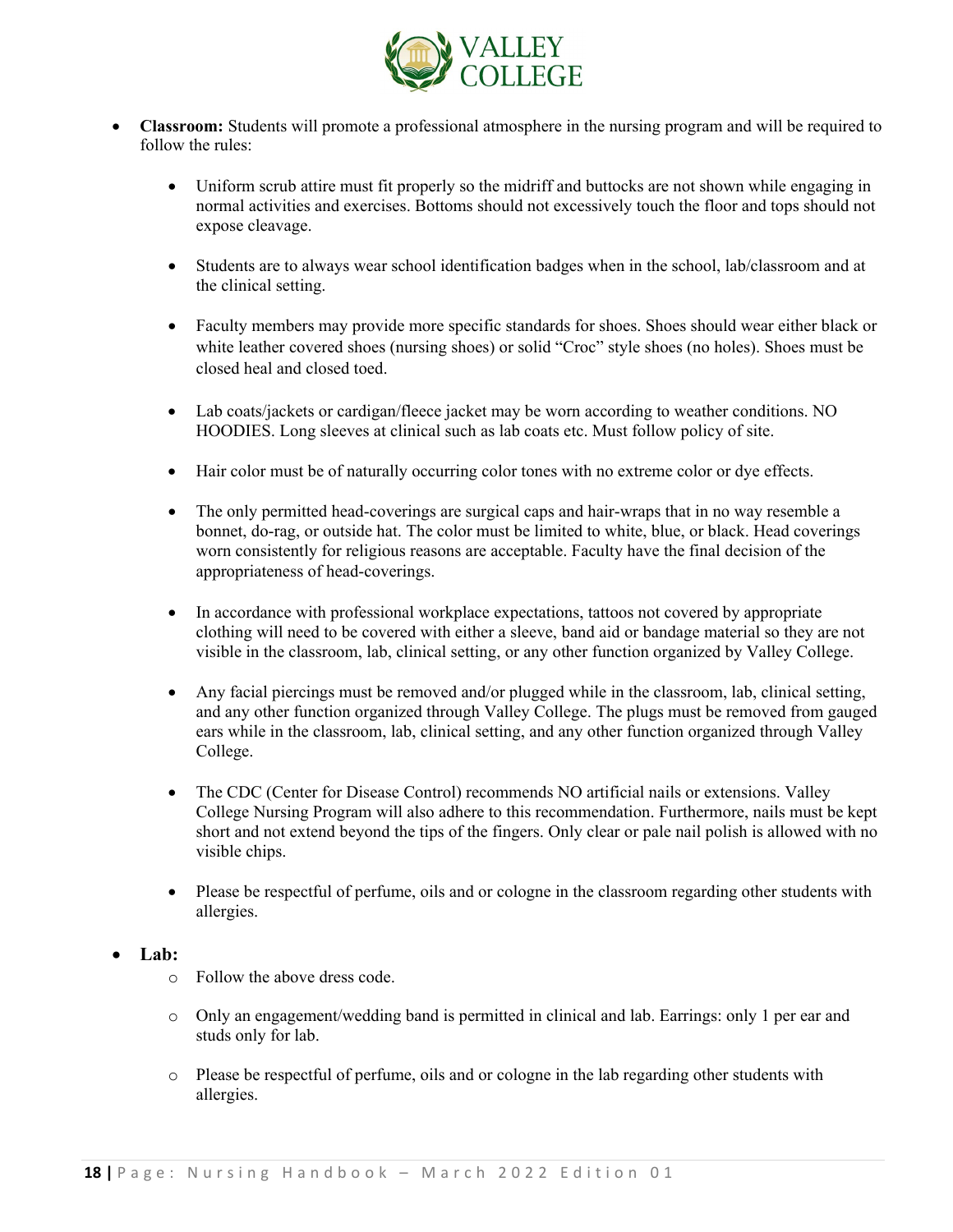- **Classroom:** Students will promote a professional atmosphere in the nursing program and will be required to follow the rules:

  - Uniform scrub attire must fit properly so the midriff and buttocks are not shown while engaging in normal activities and exercises. Bottoms should not excessively touch the floor and tops should not expose cleavage.

  - Students are to always wear school identification badges when in the school, lab/classroom and at the clinical setting.

  - Faculty members may provide more specific standards for shoes. Shoes should wear either black or white leather covered shoes (nursing shoes) or solid "Croc" style shoes (no holes). Shoes must be closed heal and closed toed.

  - Lab coats/jackets or cardigan/fleece jacket may be worn according to weather conditions. NO HOODIES. Long sleeves at clinical such as lab coats etc. Must follow policy of site.

  - Hair color must be of naturally occurring color tones with no extreme color or dye effects.

  - The only permitted head-coverings are surgical caps and hair-wraps that in no way resemble a bonnet, do-rag, or outside hat. The color must be limited to white, blue, or black. Head coverings worn consistently for religious reasons are acceptable. Faculty have the final decision of the appropriateness of head-coverings.

  - In accordance with professional workplace expectations, tattoos not covered by appropriate clothing will need to be covered with either a sleeve, band aid or bandage material so they are not visible in the classroom, lab, clinical setting, or any other function organized by Valley College.

  - Any facial piercings must be removed and/or plugged while in the classroom, lab, clinical setting, and any other function organized through Valley College. The plugs must be removed from gauged ears while in the classroom, lab, clinical setting, and any other function organized through Valley College.

  - The CDC (Center for Disease Control) recommends NO artificial nails or extensions. Valley College Nursing Program will also adhere to this recommendation. Furthermore, nails must be kept short and not extend beyond the tips of the fingers. Only clear or pale nail polish is allowed with no visible chips.

  - Please be respectful of perfume, oils and or cologne in the classroom regarding other students with allergies.

- **Lab:**
  - Follow the above dress code.

  - Only an engagement/wedding band is permitted in clinical and lab. Earrings: only 1 per ear and studs only for lab.

  - Please be respectful of perfume, oils and or cologne in the lab regarding other students with allergies.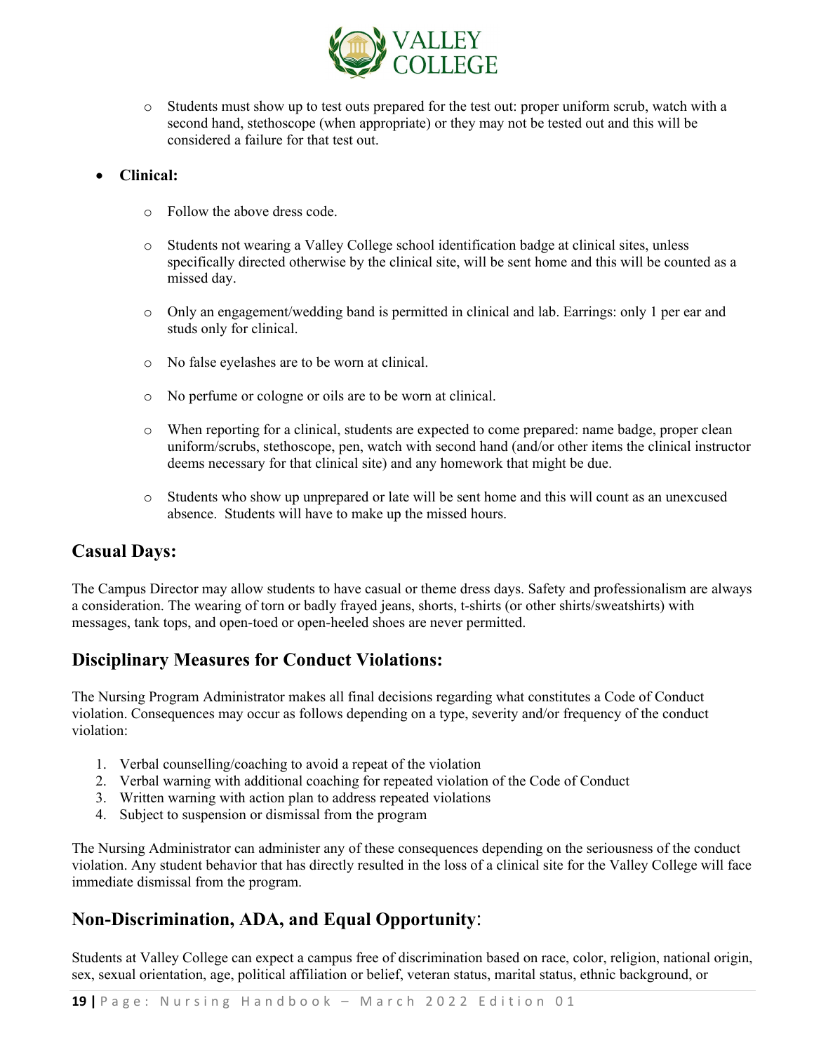- Students must show up to test outs prepared for the test out: proper uniform scrub, watch with a second hand, stethoscope (when appropriate) or they may not be tested out and this will be considered a failure for that test out.

- **Clinical:**
    - Follow the above dress code.
    - Students not wearing a Valley College school identification badge at clinical sites, unless specifically directed otherwise by the clinical site, will be sent home and this will be counted as a missed day.
    - Only an engagement/wedding band is permitted in clinical and lab. Earrings: only 1 per ear and studs only for clinical.
    - No false eyelashes are to be worn at clinical.
    - No perfume or cologne or oils are to be worn at clinical.
    - When reporting for a clinical, students are expected to come prepared: name badge, proper clean uniform/scrubs, stethoscope, pen, watch with second hand (and/or other items the clinical instructor deems necessary for that clinical site) and any homework that might be due.
    - Students who show up unprepared or late will be sent home and this will count as an unexcused absence. Students will have to make up the missed hours.

## Casual Days:

The Campus Director may allow students to have casual or theme dress days. Safety and professionalism are always a consideration. The wearing of torn or badly frayed jeans, shorts, t-shirts (or other shirts/sweatshirts) with messages, tank tops, and open-toed or open-heeled shoes are never permitted.

## Disciplinary Measures for Conduct Violations:

The Nursing Program Administrator makes all final decisions regarding what constitutes a Code of Conduct violation. Consequences may occur as follows depending on a type, severity and/or frequency of the conduct violation:

1. Verbal counselling/coaching to avoid a repeat of the violation
2. Verbal warning with additional coaching for repeated violation of the Code of Conduct
3. Written warning with action plan to address repeated violations
4. Subject to suspension or dismissal from the program

The Nursing Administrator can administer any of these consequences depending on the seriousness of the conduct violation. Any student behavior that has directly resulted in the loss of a clinical site for the Valley College will face immediate dismissal from the program.

## Non-Discrimination, ADA, and Equal Opportunity:

Students at Valley College can expect a campus free of discrimination based on race, color, religion, national origin, sex, sexual orientation, age, political affiliation or belief, veteran status, marital status, ethnic background, or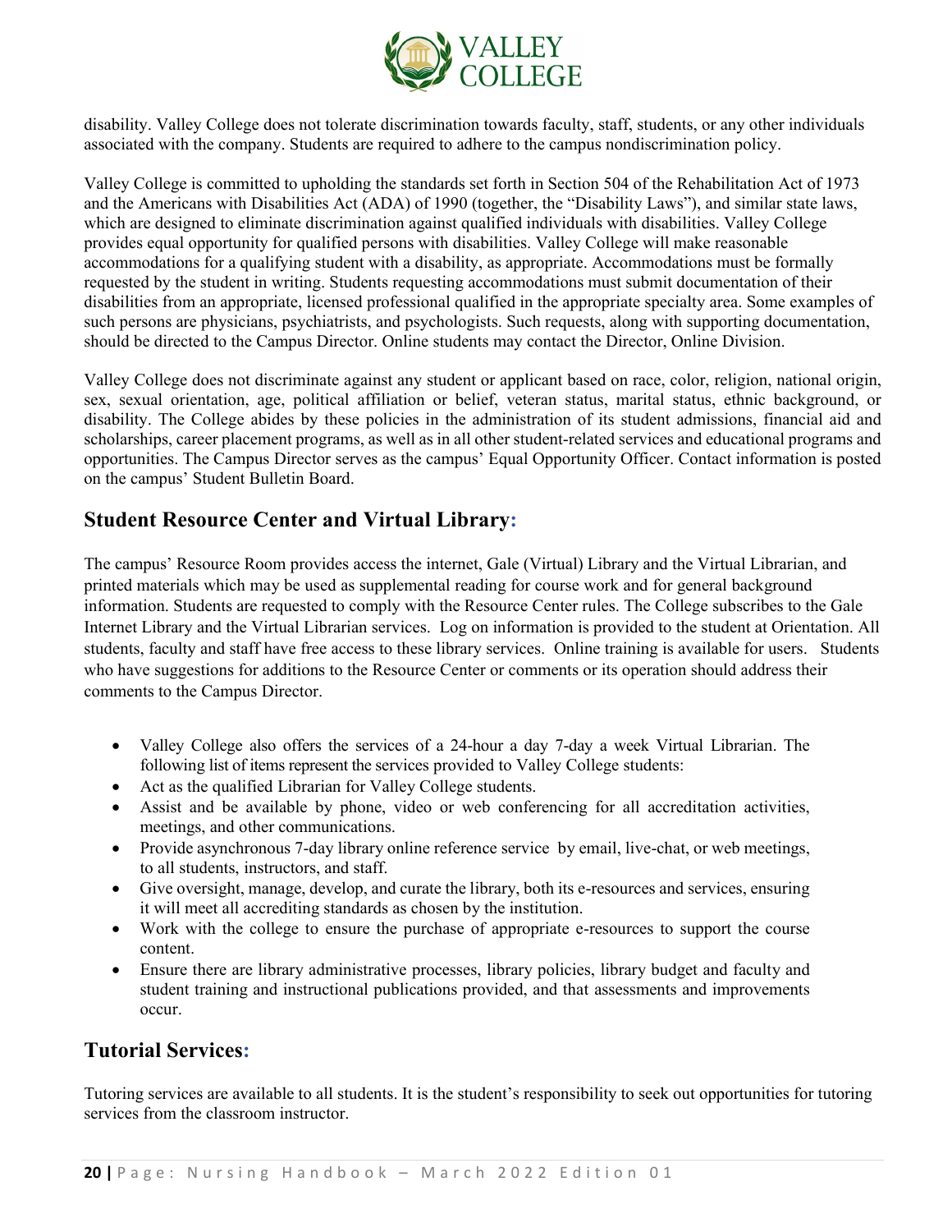disability. Valley College does not tolerate discrimination towards faculty, staff, students, or any other individuals associated with the company. Students are required to adhere to the campus nondiscrimination policy.

Valley College is committed to upholding the standards set forth in Section 504 of the Rehabilitation Act of 1973 and the Americans with Disabilities Act (ADA) of 1990 (together, the "Disability Laws"), and similar state laws, which are designed to eliminate discrimination against qualified individuals with disabilities. Valley College provides equal opportunity for qualified persons with disabilities. Valley College will make reasonable accommodations for a qualifying student with a disability, as appropriate. Accommodations must be formally requested by the student in writing. Students requesting accommodations must submit documentation of their disabilities from an appropriate, licensed professional qualified in the appropriate specialty area. Some examples of such persons are physicians, psychiatrists, and psychologists. Such requests, along with supporting documentation, should be directed to the Campus Director. Online students may contact the Director, Online Division.

Valley College does not discriminate against any student or applicant based on race, color, religion, national origin, sex, sexual orientation, age, political affiliation or belief, veteran status, marital status, ethnic background, or disability. The College abides by these policies in the administration of its student admissions, financial aid and scholarships, career placement programs, as well as in all other student-related services and educational programs and opportunities. The Campus Director serves as the campus' Equal Opportunity Officer. Contact information is posted on the campus' Student Bulletin Board.

## Student Resource Center and Virtual Library:

The campus' Resource Room provides access the internet, Gale (Virtual) Library and the Virtual Librarian, and printed materials which may be used as supplemental reading for course work and for general background information. Students are requested to comply with the Resource Center rules. The College subscribes to the Gale Internet Library and the Virtual Librarian services. Log on information is provided to the student at Orientation. All students, faculty and staff have free access to these library services. Online training is available for users. Students who have suggestions for additions to the Resource Center or comments or its operation should address their comments to the Campus Director.

- Valley College also offers the services of a 24-hour a day 7-day a week Virtual Librarian. The following list of items represent the services provided to Valley College students:
- Act as the qualified Librarian for Valley College students.
- Assist and be available by phone, video or web conferencing for all accreditation activities, meetings, and other communications.
- Provide asynchronous 7-day library online reference service by email, live-chat, or web meetings, to all students, instructors, and staff.
- Give oversight, manage, develop, and curate the library, both its e-resources and services, ensuring it will meet all accrediting standards as chosen by the institution.
- Work with the college to ensure the purchase of appropriate e-resources to support the course content.
- Ensure there are library administrative processes, library policies, library budget and faculty and student training and instructional publications provided, and that assessments and improvements occur.

## Tutorial Services:

Tutoring services are available to all students. It is the student's responsibility to seek out opportunities for tutoring services from the classroom instructor.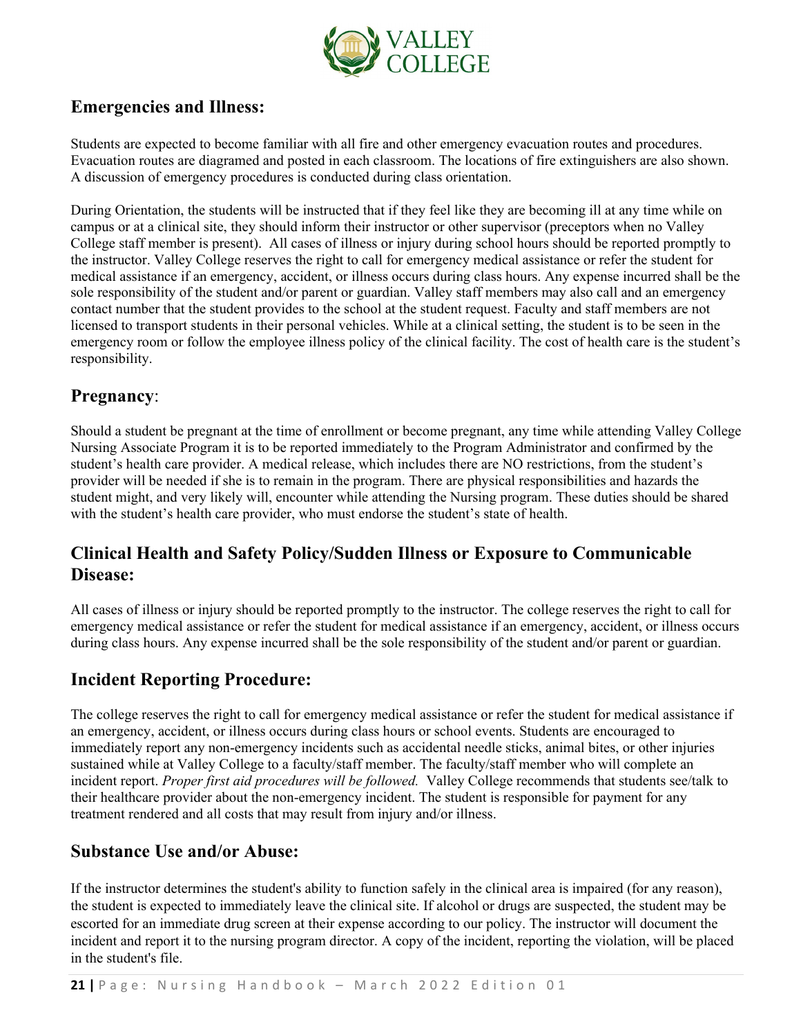## Emergencies and Illness:

Students are expected to become familiar with all fire and other emergency evacuation routes and procedures. Evacuation routes are diagramed and posted in each classroom. The locations of fire extinguishers are also shown. A discussion of emergency procedures is conducted during class orientation.

During Orientation, the students will be instructed that if they feel like they are becoming ill at any time while on campus or at a clinical site, they should inform their instructor or other supervisor (preceptors when no Valley College staff member is present). All cases of illness or injury during school hours should be reported promptly to the instructor. Valley College reserves the right to call for emergency medical assistance or refer the student for medical assistance if an emergency, accident, or illness occurs during class hours. Any expense incurred shall be the sole responsibility of the student and/or parent or guardian. Valley staff members may also call and an emergency contact number that the student provides to the school at the student request. Faculty and staff members are not licensed to transport students in their personal vehicles. While at a clinical setting, the student is to be seen in the emergency room or follow the employee illness policy of the clinical facility. The cost of health care is the student's responsibility.

## Pregnancy:

Should a student be pregnant at the time of enrollment or become pregnant, any time while attending Valley College Nursing Associate Program it is to be reported immediately to the Program Administrator and confirmed by the student's health care provider. A medical release, which includes there are NO restrictions, from the student's provider will be needed if she is to remain in the program. There are physical responsibilities and hazards the student might, and very likely will, encounter while attending the Nursing program. These duties should be shared with the student's health care provider, who must endorse the student's state of health.

## Clinical Health and Safety Policy/Sudden Illness or Exposure to Communicable Disease:

All cases of illness or injury should be reported promptly to the instructor. The college reserves the right to call for emergency medical assistance or refer the student for medical assistance if an emergency, accident, or illness occurs during class hours. Any expense incurred shall be the sole responsibility of the student and/or parent or guardian.

## Incident Reporting Procedure:

The college reserves the right to call for emergency medical assistance or refer the student for medical assistance if an emergency, accident, or illness occurs during class hours or school events. Students are encouraged to immediately report any non-emergency incidents such as accidental needle sticks, animal bites, or other injuries sustained while at Valley College to a faculty/staff member. The faculty/staff member who will complete an incident report. *Proper first aid procedures will be followed.* Valley College recommends that students see/talk to their healthcare provider about the non-emergency incident. The student is responsible for payment for any treatment rendered and all costs that may result from injury and/or illness.

## Substance Use and/or Abuse:

If the instructor determines the student's ability to function safely in the clinical area is impaired (for any reason), the student is expected to immediately leave the clinical site. If alcohol or drugs are suspected, the student may be escorted for an immediate drug screen at their expense according to our policy. The instructor will document the incident and report it to the nursing program director. A copy of the incident, reporting the violation, will be placed in the student's file.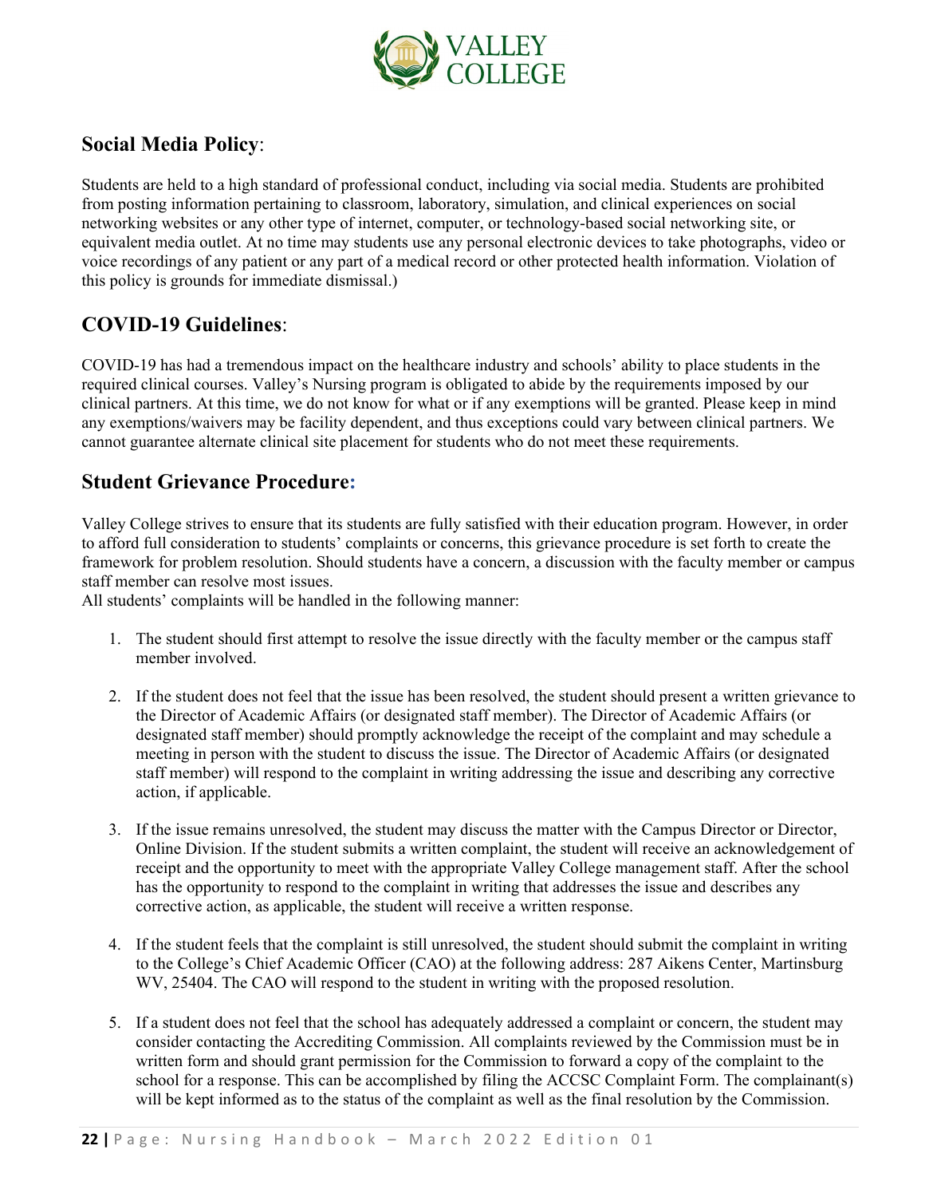## Social Media Policy:

Students are held to a high standard of professional conduct, including via social media. Students are prohibited from posting information pertaining to classroom, laboratory, simulation, and clinical experiences on social networking websites or any other type of internet, computer, or technology-based social networking site, or equivalent media outlet. At no time may students use any personal electronic devices to take photographs, video or voice recordings of any patient or any part of a medical record or other protected health information. Violation of this policy is grounds for immediate dismissal.)

## COVID-19 Guidelines:

COVID-19 has had a tremendous impact on the healthcare industry and schools' ability to place students in the required clinical courses. Valley's Nursing program is obligated to abide by the requirements imposed by our clinical partners. At this time, we do not know for what or if any exemptions will be granted. Please keep in mind any exemptions/waivers may be facility dependent, and thus exceptions could vary between clinical partners. We cannot guarantee alternate clinical site placement for students who do not meet these requirements.

## Student Grievance Procedure:

Valley College strives to ensure that its students are fully satisfied with their education program. However, in order to afford full consideration to students' complaints or concerns, this grievance procedure is set forth to create the framework for problem resolution. Should students have a concern, a discussion with the faculty member or campus staff member can resolve most issues.
All students' complaints will be handled in the following manner:

1. The student should first attempt to resolve the issue directly with the faculty member or the campus staff member involved.

2. If the student does not feel that the issue has been resolved, the student should present a written grievance to the Director of Academic Affairs (or designated staff member). The Director of Academic Affairs (or designated staff member) should promptly acknowledge the receipt of the complaint and may schedule a meeting in person with the student to discuss the issue. The Director of Academic Affairs (or designated staff member) will respond to the complaint in writing addressing the issue and describing any corrective action, if applicable.

3. If the issue remains unresolved, the student may discuss the matter with the Campus Director or Director, Online Division. If the student submits a written complaint, the student will receive an acknowledgement of receipt and the opportunity to meet with the appropriate Valley College management staff. After the school has the opportunity to respond to the complaint in writing that addresses the issue and describes any corrective action, as applicable, the student will receive a written response.

4. If the student feels that the complaint is still unresolved, the student should submit the complaint in writing to the College's Chief Academic Officer (CAO) at the following address: 287 Aikens Center, Martinsburg WV, 25404. The CAO will respond to the student in writing with the proposed resolution.

5. If a student does not feel that the school has adequately addressed a complaint or concern, the student may consider contacting the Accrediting Commission. All complaints reviewed by the Commission must be in written form and should grant permission for the Commission to forward a copy of the complaint to the school for a response. This can be accomplished by filing the ACCSC Complaint Form. The complainant(s) will be kept informed as to the status of the complaint as well as the final resolution by the Commission.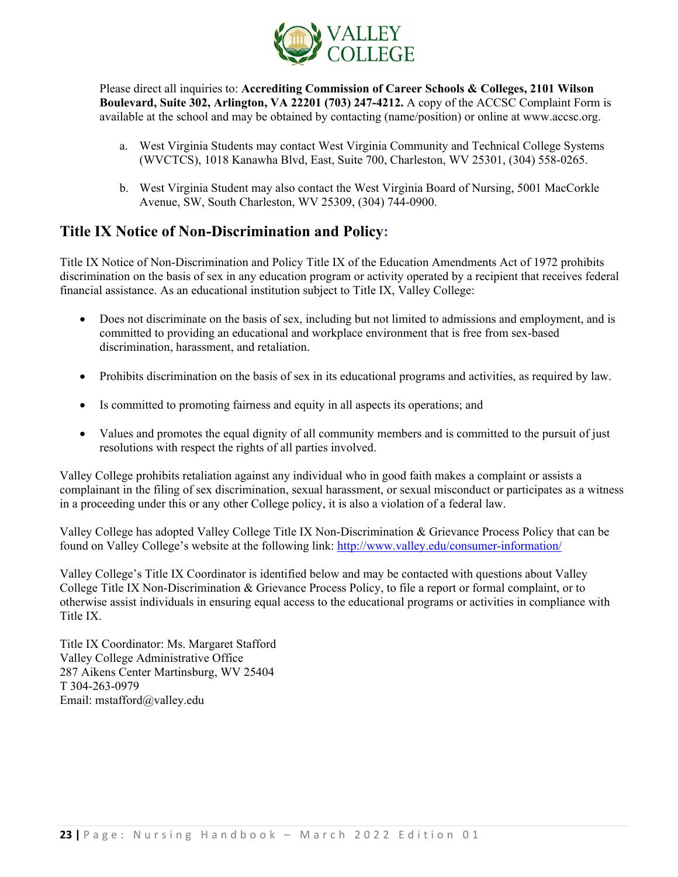Please direct all inquiries to: **Accrediting Commission of Career Schools & Colleges, 2101 Wilson Boulevard, Suite 302, Arlington, VA 22201 (703) 247-4212.** A copy of the ACCSC Complaint Form is available at the school and may be obtained by contacting (name/position) or online at www.accsc.org.

a. West Virginia Students may contact West Virginia Community and Technical College Systems (WVCTCS), 1018 Kanawha Blvd, East, Suite 700, Charleston, WV 25301, (304) 558-0265.

b. West Virginia Student may also contact the West Virginia Board of Nursing, 5001 MacCorkle Avenue, SW, South Charleston, WV 25309, (304) 744-0900.

## Title IX Notice of Non-Discrimination and Policy:

Title IX Notice of Non-Discrimination and Policy Title IX of the Education Amendments Act of 1972 prohibits discrimination on the basis of sex in any education program or activity operated by a recipient that receives federal financial assistance. As an educational institution subject to Title IX, Valley College:

- Does not discriminate on the basis of sex, including but not limited to admissions and employment, and is committed to providing an educational and workplace environment that is free from sex-based discrimination, harassment, and retaliation.
- Prohibits discrimination on the basis of sex in its educational programs and activities, as required by law.
- Is committed to promoting fairness and equity in all aspects its operations; and
- Values and promotes the equal dignity of all community members and is committed to the pursuit of just resolutions with respect the rights of all parties involved.

Valley College prohibits retaliation against any individual who in good faith makes a complaint or assists a complainant in the filing of sex discrimination, sexual harassment, or sexual misconduct or participates as a witness in a proceeding under this or any other College policy, it is also a violation of a federal law.

Valley College has adopted Valley College Title IX Non-Discrimination & Grievance Process Policy that can be found on Valley College's website at the following link: http://www.valley.edu/consumer-information/

Valley College's Title IX Coordinator is identified below and may be contacted with questions about Valley College Title IX Non-Discrimination & Grievance Process Policy, to file a report or formal complaint, or to otherwise assist individuals in ensuring equal access to the educational programs or activities in compliance with Title IX.

Title IX Coordinator: Ms. Margaret Stafford
Valley College Administrative Office
287 Aikens Center Martinsburg, WV 25404
T 304-263-0979
Email: mstafford@valley.edu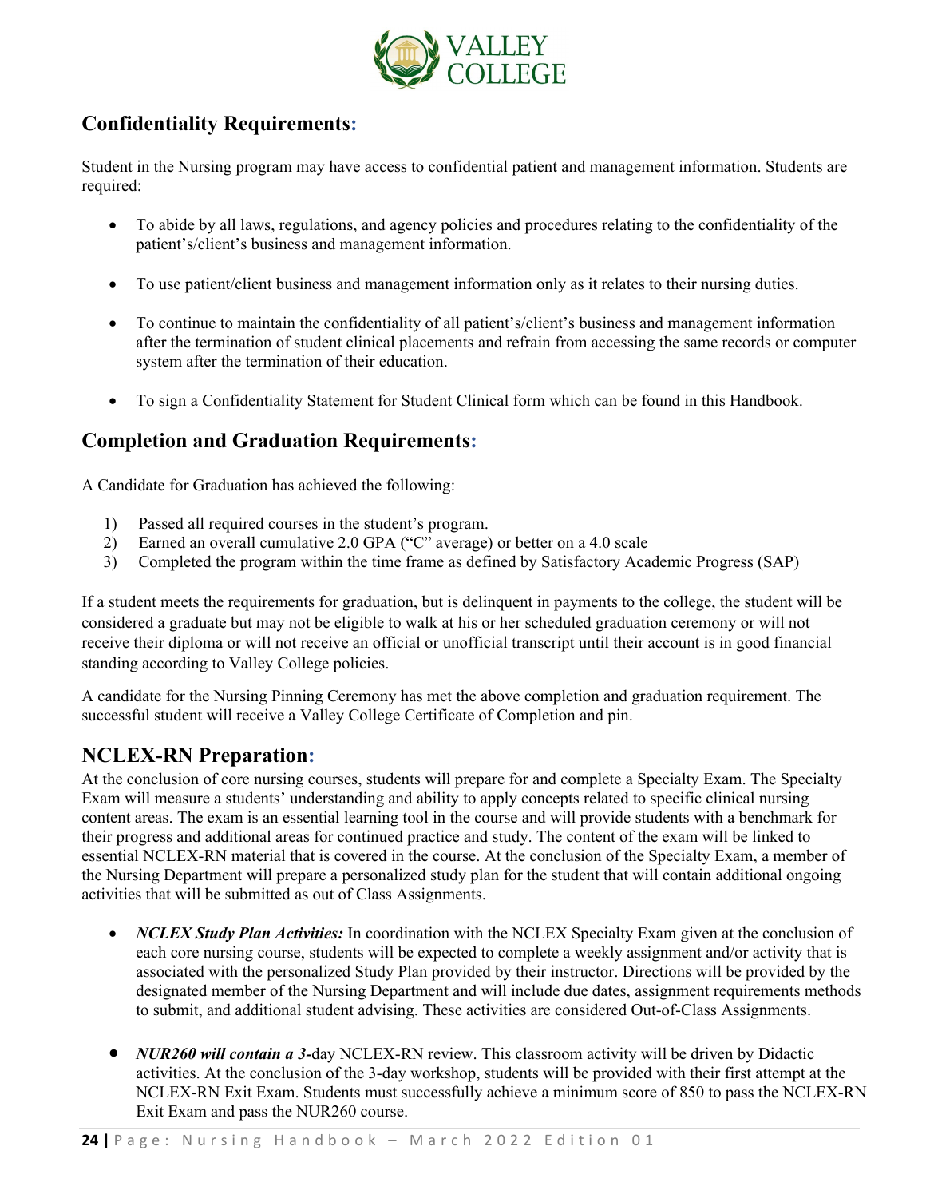## Confidentiality Requirements:

Student in the Nursing program may have access to confidential patient and management information. Students are required:

- To abide by all laws, regulations, and agency policies and procedures relating to the confidentiality of the patient's/client's business and management information.
- To use patient/client business and management information only as it relates to their nursing duties.
- To continue to maintain the confidentiality of all patient's/client's business and management information after the termination of student clinical placements and refrain from accessing the same records or computer system after the termination of their education.
- To sign a Confidentiality Statement for Student Clinical form which can be found in this Handbook.

## Completion and Graduation Requirements:

A Candidate for Graduation has achieved the following:

1) Passed all required courses in the student's program.
2) Earned an overall cumulative 2.0 GPA ("C" average) or better on a 4.0 scale
3) Completed the program within the time frame as defined by Satisfactory Academic Progress (SAP)

If a student meets the requirements for graduation, but is delinquent in payments to the college, the student will be considered a graduate but may not be eligible to walk at his or her scheduled graduation ceremony or will not receive their diploma or will not receive an official or unofficial transcript until their account is in good financial standing according to Valley College policies.

A candidate for the Nursing Pinning Ceremony has met the above completion and graduation requirement. The successful student will receive a Valley College Certificate of Completion and pin.

## NCLEX-RN Preparation:

At the conclusion of core nursing courses, students will prepare for and complete a Specialty Exam. The Specialty Exam will measure a students' understanding and ability to apply concepts related to specific clinical nursing content areas. The exam is an essential learning tool in the course and will provide students with a benchmark for their progress and additional areas for continued practice and study. The content of the exam will be linked to essential NCLEX-RN material that is covered in the course. At the conclusion of the Specialty Exam, a member of the Nursing Department will prepare a personalized study plan for the student that will contain additional ongoing activities that will be submitted as out of Class Assignments.

- ***NCLEX Study Plan Activities:*** In coordination with the NCLEX Specialty Exam given at the conclusion of each core nursing course, students will be expected to complete a weekly assignment and/or activity that is associated with the personalized Study Plan provided by their instructor. Directions will be provided by the designated member of the Nursing Department and will include due dates, assignment requirements methods to submit, and additional student advising. These activities are considered Out-of-Class Assignments.
- ***NUR260 will contain a 3-***day NCLEX-RN review. This classroom activity will be driven by Didactic activities. At the conclusion of the 3-day workshop, students will be provided with their first attempt at the NCLEX-RN Exit Exam. Students must successfully achieve a minimum score of 850 to pass the NCLEX-RN Exit Exam and pass the NUR260 course.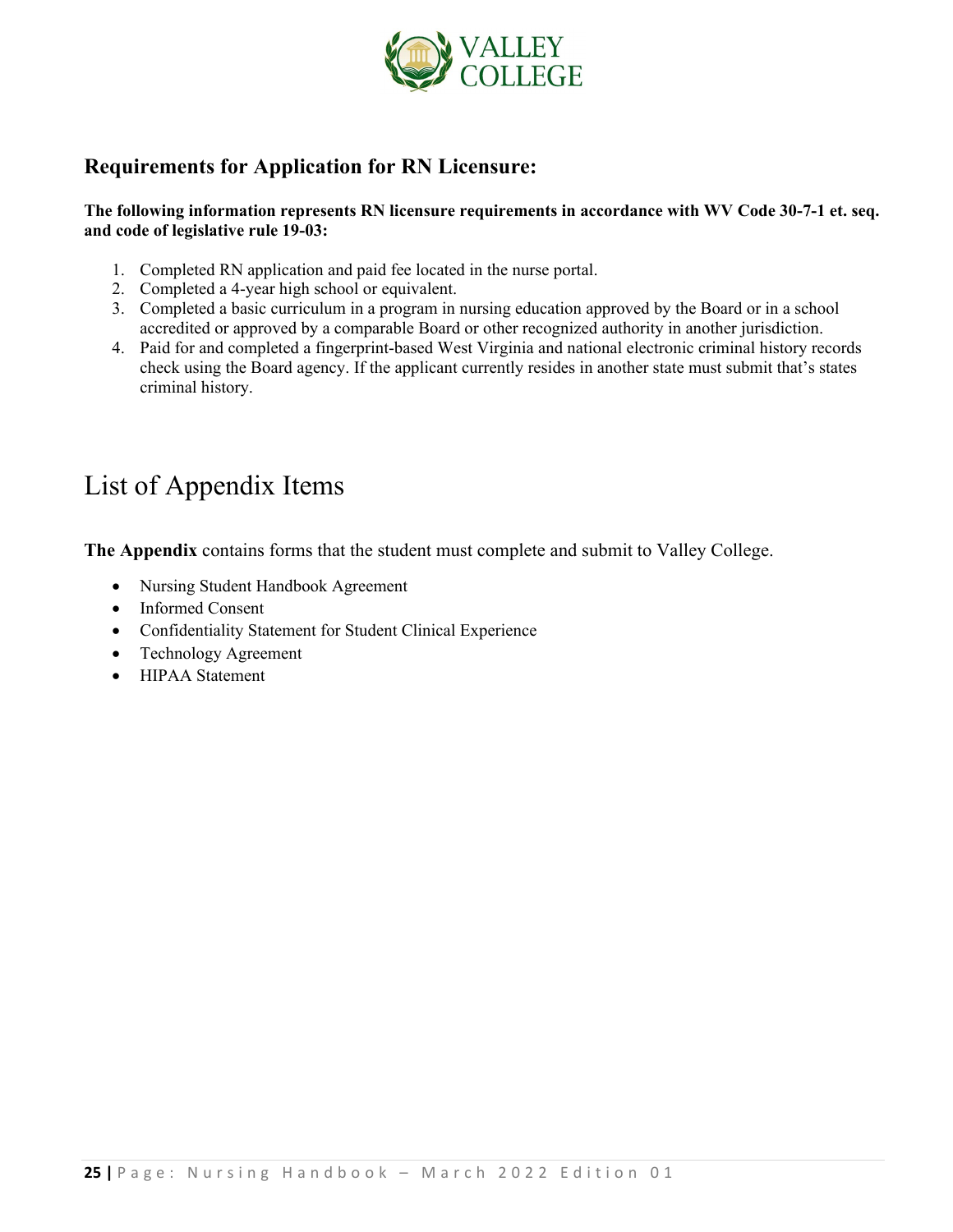## Requirements for Application for RN Licensure:

**The following information represents RN licensure requirements in accordance with WV Code 30-7-1 et. seq. and code of legislative rule 19-03:**

1. Completed RN application and paid fee located in the nurse portal.
2. Completed a 4-year high school or equivalent.
3. Completed a basic curriculum in a program in nursing education approved by the Board or in a school accredited or approved by a comparable Board or other recognized authority in another jurisdiction.
4. Paid for and completed a fingerprint-based West Virginia and national electronic criminal history records check using the Board agency. If the applicant currently resides in another state must submit that's states criminal history.

# List of Appendix Items

**The Appendix** contains forms that the student must complete and submit to Valley College.

- Nursing Student Handbook Agreement
- Informed Consent
- Confidentiality Statement for Student Clinical Experience
- Technology Agreement
- HIPAA Statement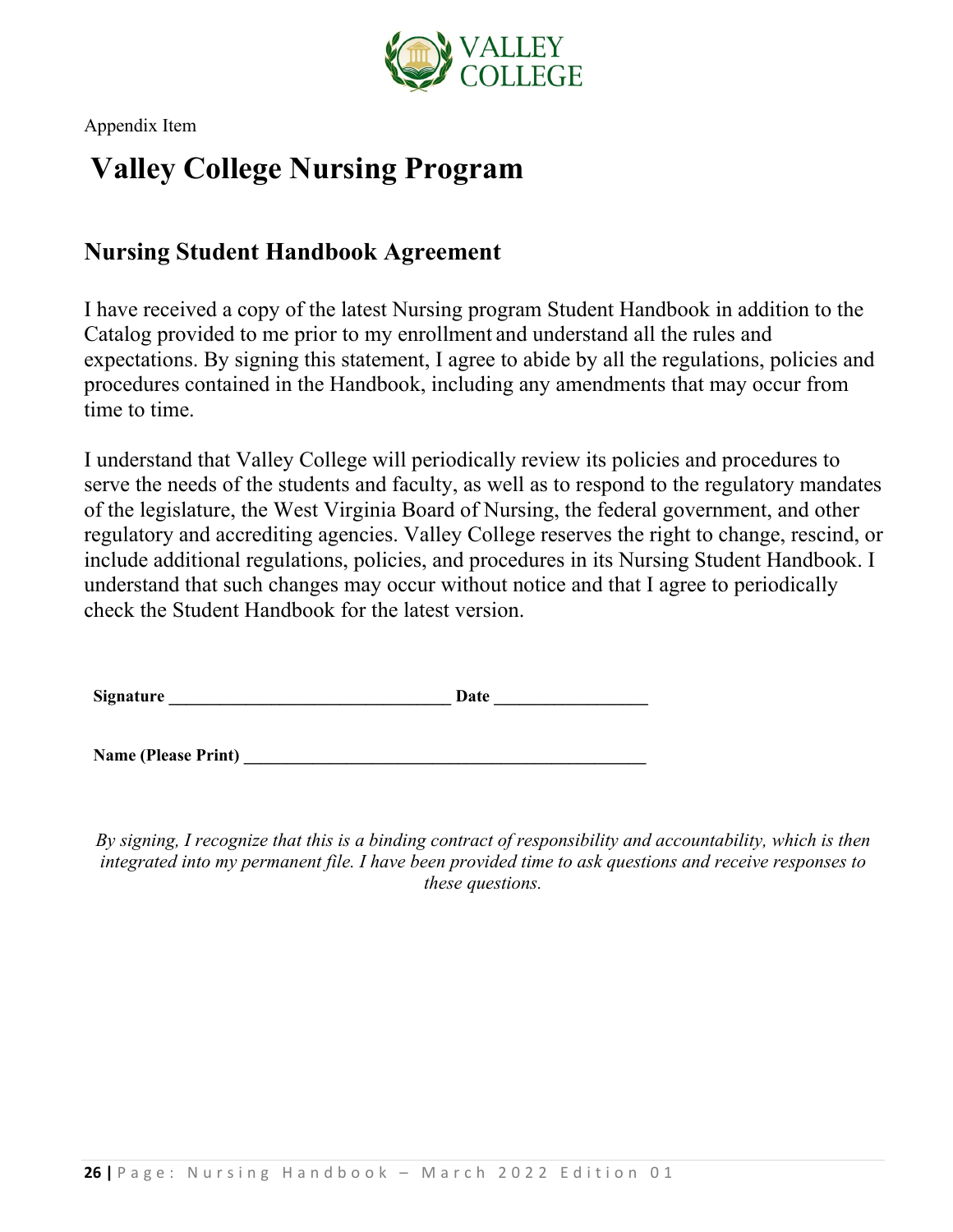Appendix Item

# Valley College Nursing Program

## Nursing Student Handbook Agreement

I have received a copy of the latest Nursing program Student Handbook in addition to the Catalog provided to me prior to my enrollment and understand all the rules and expectations. By signing this statement, I agree to abide by all the regulations, policies and procedures contained in the Handbook, including any amendments that may occur from time to time.

I understand that Valley College will periodically review its policies and procedures to serve the needs of the students and faculty, as well as to respond to the regulatory mandates of the legislature, the West Virginia Board of Nursing, the federal government, and other regulatory and accrediting agencies. Valley College reserves the right to change, rescind, or include additional regulations, policies, and procedures in its Nursing Student Handbook. I understand that such changes may occur without notice and that I agree to periodically check the Student Handbook for the latest version.

**Signature ________________________________ Date _________________**

**Name (Please Print) ____________________________________________**

*By signing, I recognize that this is a binding contract of responsibility and accountability, which is then integrated into my permanent file. I have been provided time to ask questions and receive responses to these questions.*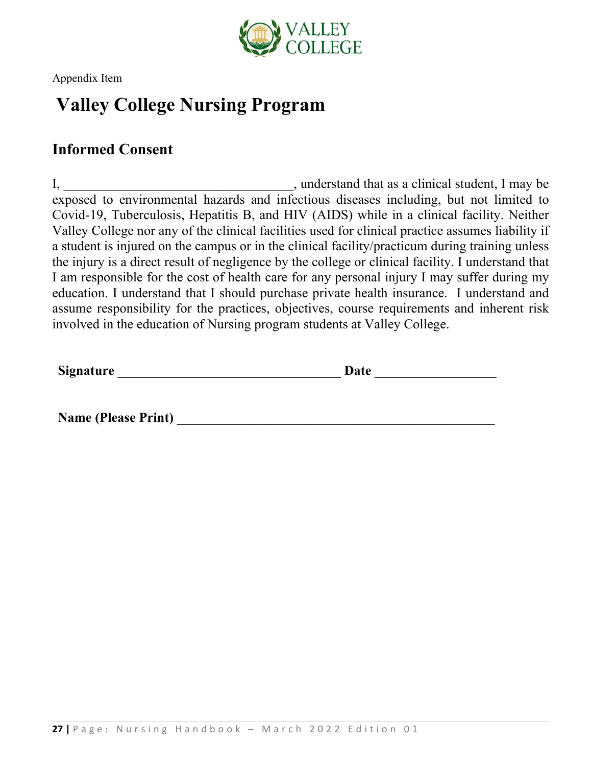Appendix Item

# Valley College Nursing Program

## Informed Consent

I, ________________________________, understand that as a clinical student, I may be exposed to environmental hazards and infectious diseases including, but not limited to Covid-19, Tuberculosis, Hepatitis B, and HIV (AIDS) while in a clinical facility. Neither Valley College nor any of the clinical facilities used for clinical practice assumes liability if a student is injured on the campus or in the clinical facility/practicum during training unless the injury is a direct result of negligence by the college or clinical facility. I understand that I am responsible for the cost of health care for any personal injury I may suffer during my education. I understand that I should purchase private health insurance. I understand and assume responsibility for the practices, objectives, course requirements and inherent risk involved in the education of Nursing program students at Valley College.

**Signature ________________________________ Date _________________**

**Name (Please Print) _____________________________________________**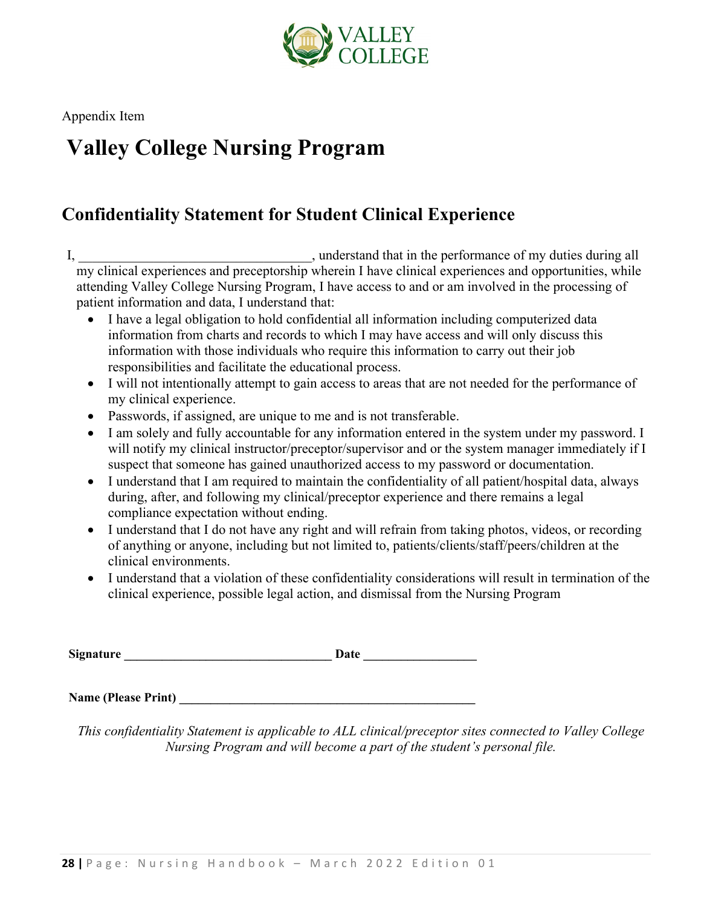Appendix Item

# Valley College Nursing Program

## Confidentiality Statement for Student Clinical Experience

I, ________________________________, understand that in the performance of my duties during all my clinical experiences and preceptorship wherein I have clinical experiences and opportunities, while attending Valley College Nursing Program, I have access to and or am involved in the processing of patient information and data, I understand that:

- I have a legal obligation to hold confidential all information including computerized data information from charts and records to which I may have access and will only discuss this information with those individuals who require this information to carry out their job responsibilities and facilitate the educational process.
- I will not intentionally attempt to gain access to areas that are not needed for the performance of my clinical experience.
- Passwords, if assigned, are unique to me and is not transferable.
- I am solely and fully accountable for any information entered in the system under my password. I will notify my clinical instructor/preceptor/supervisor and or the system manager immediately if I suspect that someone has gained unauthorized access to my password or documentation.
- I understand that I am required to maintain the confidentiality of all patient/hospital data, always during, after, and following my clinical/preceptor experience and there remains a legal compliance expectation without ending.
- I understand that I do not have any right and will refrain from taking photos, videos, or recording of anything or anyone, including but not limited to, patients/clients/staff/peers/children at the clinical environments.
- I understand that a violation of these confidentiality considerations will result in termination of the clinical experience, possible legal action, and dismissal from the Nursing Program

**Signature** ________________________________ **Date** ________________

**Name (Please Print)** ____________________________________________

*This confidentiality Statement is applicable to ALL clinical/preceptor sites connected to Valley College Nursing Program and will become a part of the student's personal file.*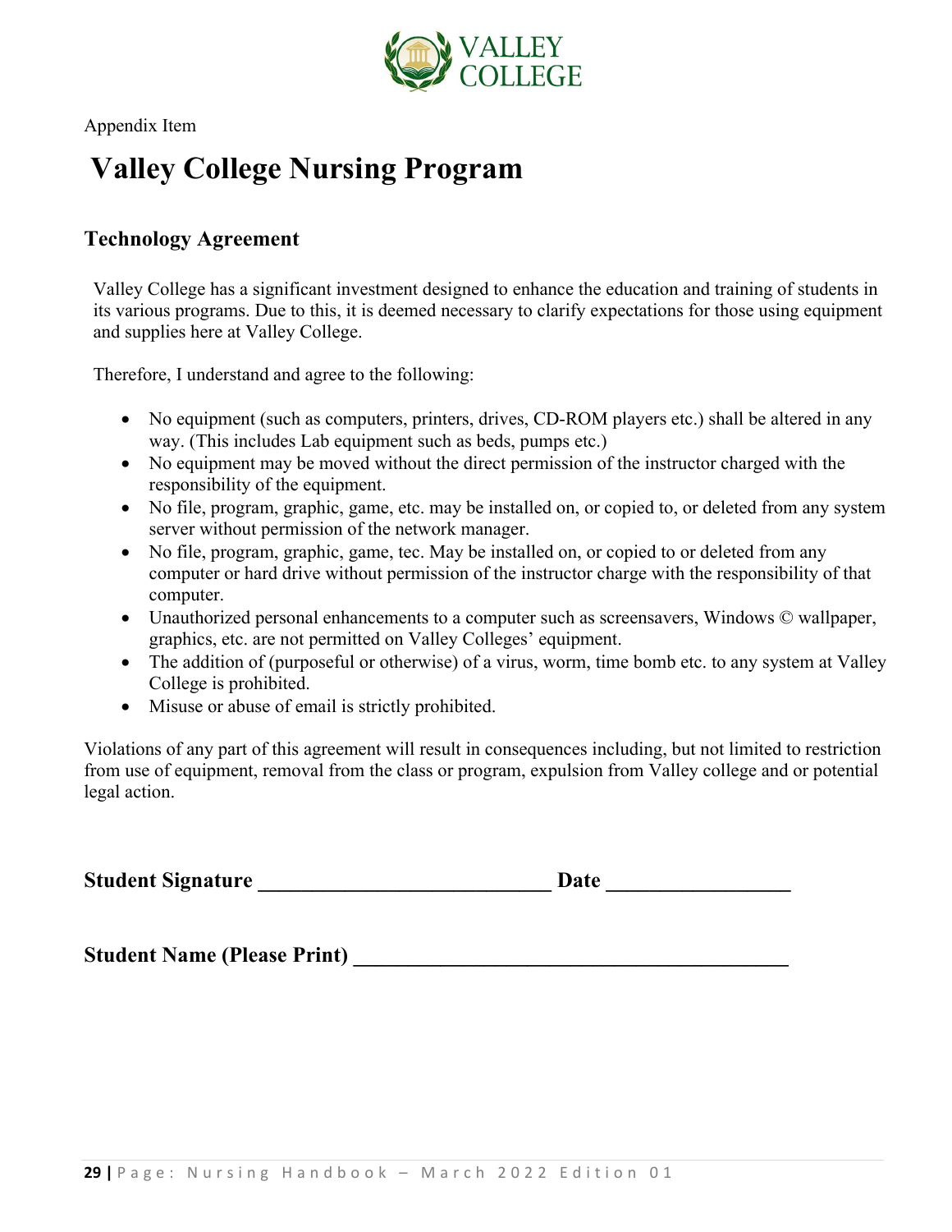Appendix Item

# Valley College Nursing Program

## Technology Agreement

Valley College has a significant investment designed to enhance the education and training of students in its various programs. Due to this, it is deemed necessary to clarify expectations for those using equipment and supplies here at Valley College.

Therefore, I understand and agree to the following:

- No equipment (such as computers, printers, drives, CD-ROM players etc.) shall be altered in any way. (This includes Lab equipment such as beds, pumps etc.)
- No equipment may be moved without the direct permission of the instructor charged with the responsibility of the equipment.
- No file, program, graphic, game, etc. may be installed on, or copied to, or deleted from any system server without permission of the network manager.
- No file, program, graphic, game, tec. May be installed on, or copied to or deleted from any computer or hard drive without permission of the instructor charge with the responsibility of that computer.
- Unauthorized personal enhancements to a computer such as screensavers, Windows © wallpaper, graphics, etc. are not permitted on Valley Colleges' equipment.
- The addition of (purposeful or otherwise) of a virus, worm, time bomb etc. to any system at Valley College is prohibited.
- Misuse or abuse of email is strictly prohibited.

Violations of any part of this agreement will result in consequences including, but not limited to restriction from use of equipment, removal from the class or program, expulsion from Valley college and or potential legal action.

**Student Signature ____________________________ Date _________________**

**Student Name (Please Print) ________________________________________**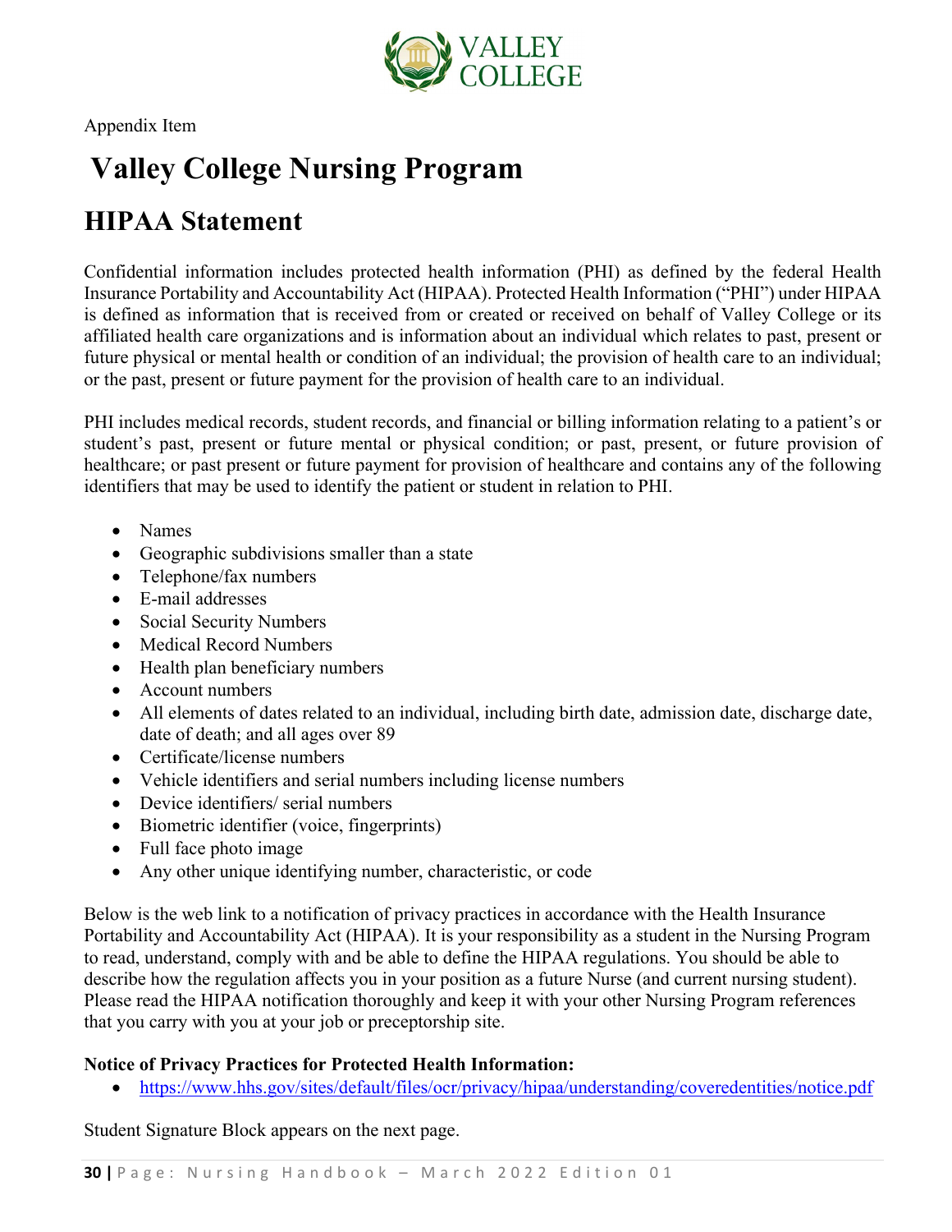Appendix Item

# Valley College Nursing Program

## HIPAA Statement

Confidential information includes protected health information (PHI) as defined by the federal Health Insurance Portability and Accountability Act (HIPAA). Protected Health Information ("PHI") under HIPAA is defined as information that is received from or created or received on behalf of Valley College or its affiliated health care organizations and is information about an individual which relates to past, present or future physical or mental health or condition of an individual; the provision of health care to an individual; or the past, present or future payment for the provision of health care to an individual.

PHI includes medical records, student records, and financial or billing information relating to a patient's or student's past, present or future mental or physical condition; or past, present, or future provision of healthcare; or past present or future payment for provision of healthcare and contains any of the following identifiers that may be used to identify the patient or student in relation to PHI.

- Names
- Geographic subdivisions smaller than a state
- Telephone/fax numbers
- E-mail addresses
- Social Security Numbers
- Medical Record Numbers
- Health plan beneficiary numbers
- Account numbers
- All elements of dates related to an individual, including birth date, admission date, discharge date, date of death; and all ages over 89
- Certificate/license numbers
- Vehicle identifiers and serial numbers including license numbers
- Device identifiers/ serial numbers
- Biometric identifier (voice, fingerprints)
- Full face photo image
- Any other unique identifying number, characteristic, or code

Below is the web link to a notification of privacy practices in accordance with the Health Insurance Portability and Accountability Act (HIPAA). It is your responsibility as a student in the Nursing Program to read, understand, comply with and be able to define the HIPAA regulations. You should be able to describe how the regulation affects you in your position as a future Nurse (and current nursing student). Please read the HIPAA notification thoroughly and keep it with your other Nursing Program references that you carry with you at your job or preceptorship site.

**Notice of Privacy Practices for Protected Health Information:**

- https://www.hhs.gov/sites/default/files/ocr/privacy/hipaa/understanding/coveredentities/notice.pdf

Student Signature Block appears on the next page.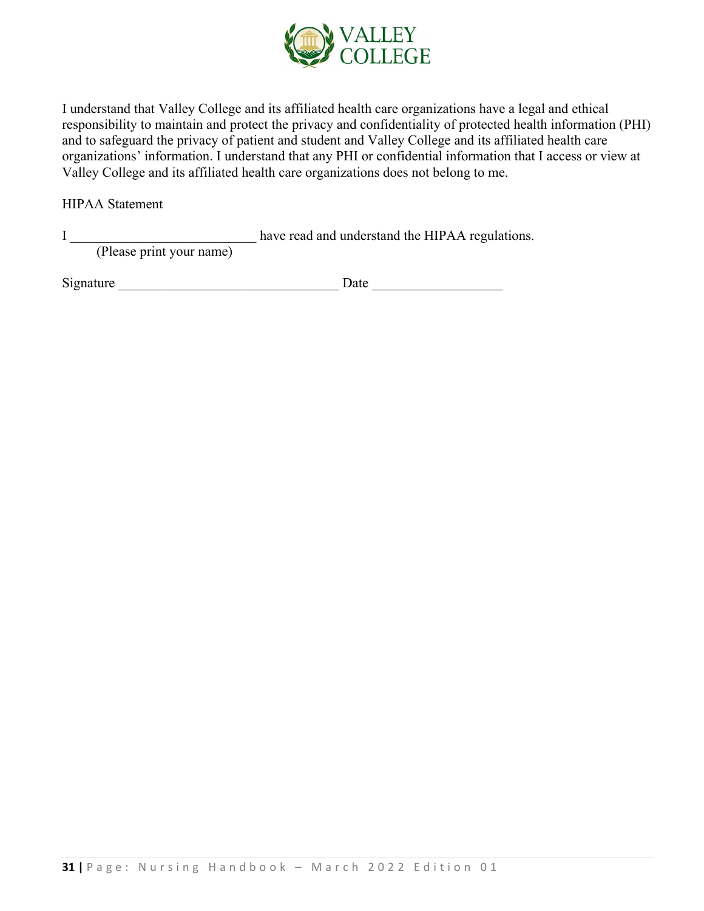VALLEY COLLEGE

I understand that Valley College and its affiliated health care organizations have a legal and ethical responsibility to maintain and protect the privacy and confidentiality of protected health information (PHI) and to safeguard the privacy of patient and student and Valley College and its affiliated health care organizations' information. I understand that any PHI or confidential information that I access or view at Valley College and its affiliated health care organizations does not belong to me.

HIPAA Statement

I ___________________________ have read and understand the HIPAA regulations.
(Please print your name)

Signature ________________________________ Date ___________________